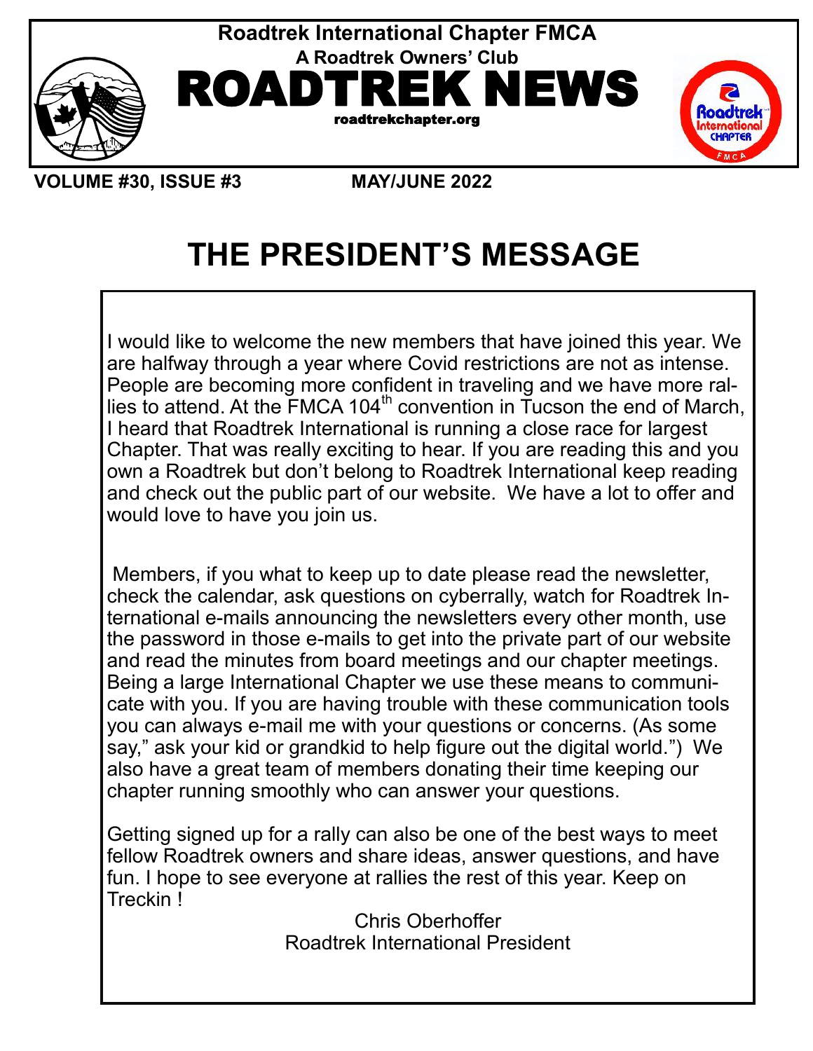# Roadtrek International Chapter FMCA

**A Roadtrek Owners' Club**

# ROADTREK NEWS

**roadtrekchapter.org**

**VOLUME #30, ISSUE #3 MAY/JUNE 2022**

# THE PRESIDENT'S MESSAGE

I would like to welcome the new members that have joined this year. We are halfway through a year where Covid restrictions are not as intense. People are becoming more confident in traveling and we have more rallies to attend. At the FMCA 104th convention in Tucson the end of March, I heard that Roadtrek International is running a close race for largest Chapter. That was really exciting to hear. If you are reading this and you own a Roadtrek but don't belong to Roadtrek International keep reading and check out the public part of our website. We have a lot to offer and would love to have you join us.

Members, if you what to keep up to date please read the newsletter, check the calendar, ask questions on cyberrally, watch for Roadtrek International e-mails announcing the newsletters every other month, use the password in those e-mails to get into the private part of our website and read the minutes from board meetings and our chapter meetings. Being a large International Chapter we use these means to communicate with you. If you are having trouble with these communication tools you can always e-mail me with your questions or concerns. (As some say," ask your kid or grandkid to help figure out the digital world.") We also have a great team of members donating their time keeping our chapter running smoothly who can answer your questions.

Getting signed up for a rally can also be one of the best ways to meet fellow Roadtrek owners and share ideas, answer questions, and have fun. I hope to see everyone at rallies the rest of this year. Keep on Treckin !

Chris Oberhoffer
Roadtrek International President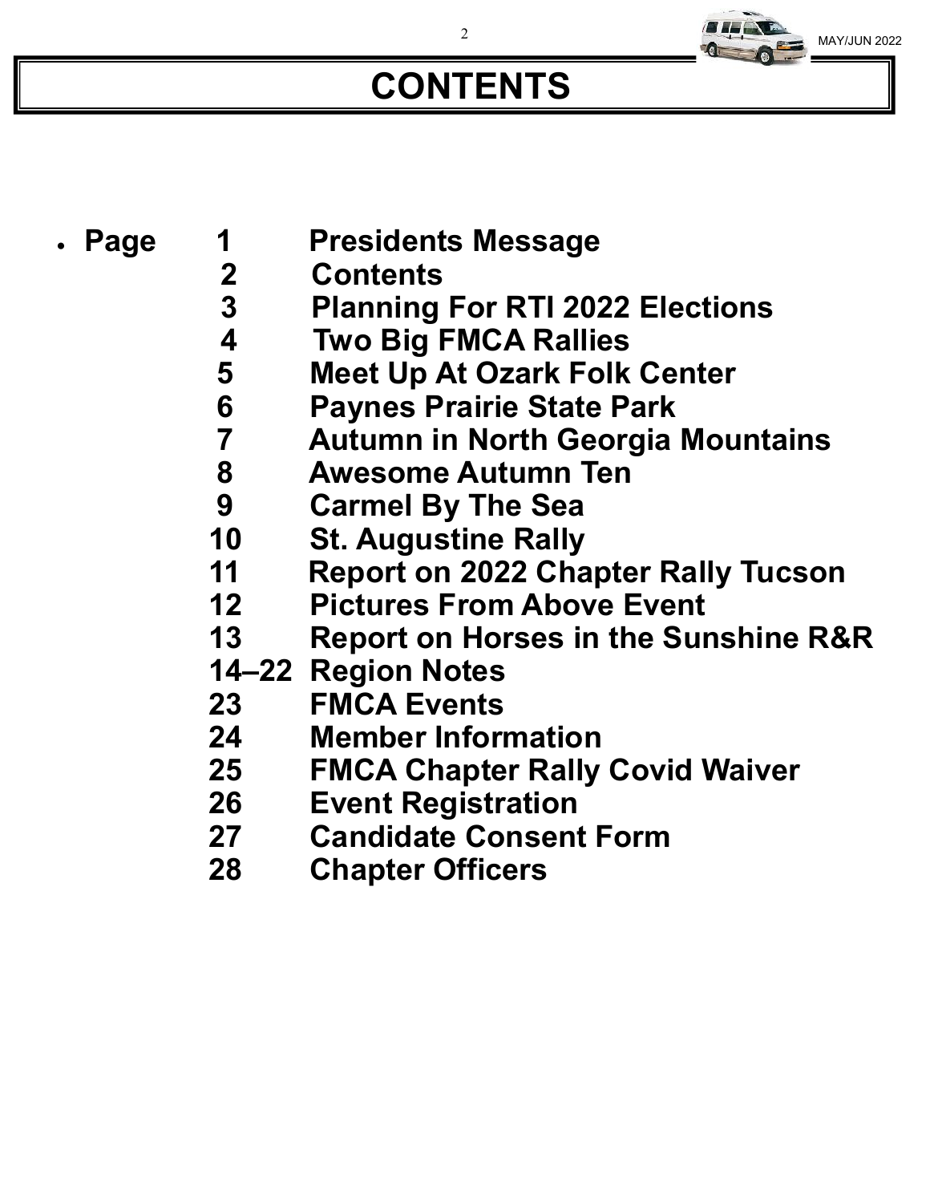# CONTENTS

| Page | |
|---|---|
| 1 | Presidents Message |
| 2 | Contents |
| 3 | Planning For RTI 2022 Elections |
| 4 | Two Big FMCA Rallies |
| 5 | Meet Up At Ozark Folk Center |
| 6 | Paynes Prairie State Park |
| 7 | Autumn in North Georgia Mountains |
| 8 | Awesome Autumn Ten |
| 9 | Carmel By The Sea |
| 10 | St. Augustine Rally |
| 11 | Report on 2022 Chapter Rally Tucson |
| 12 | Pictures From Above Event |
| 13 | Report on Horses in the Sunshine R&R |
| 14–22 | Region Notes |
| 23 | FMCA Events |
| 24 | Member Information |
| 25 | FMCA Chapter Rally Covid Waiver |
| 26 | Event Registration |
| 27 | Candidate Consent Form |
| 28 | Chapter Officers |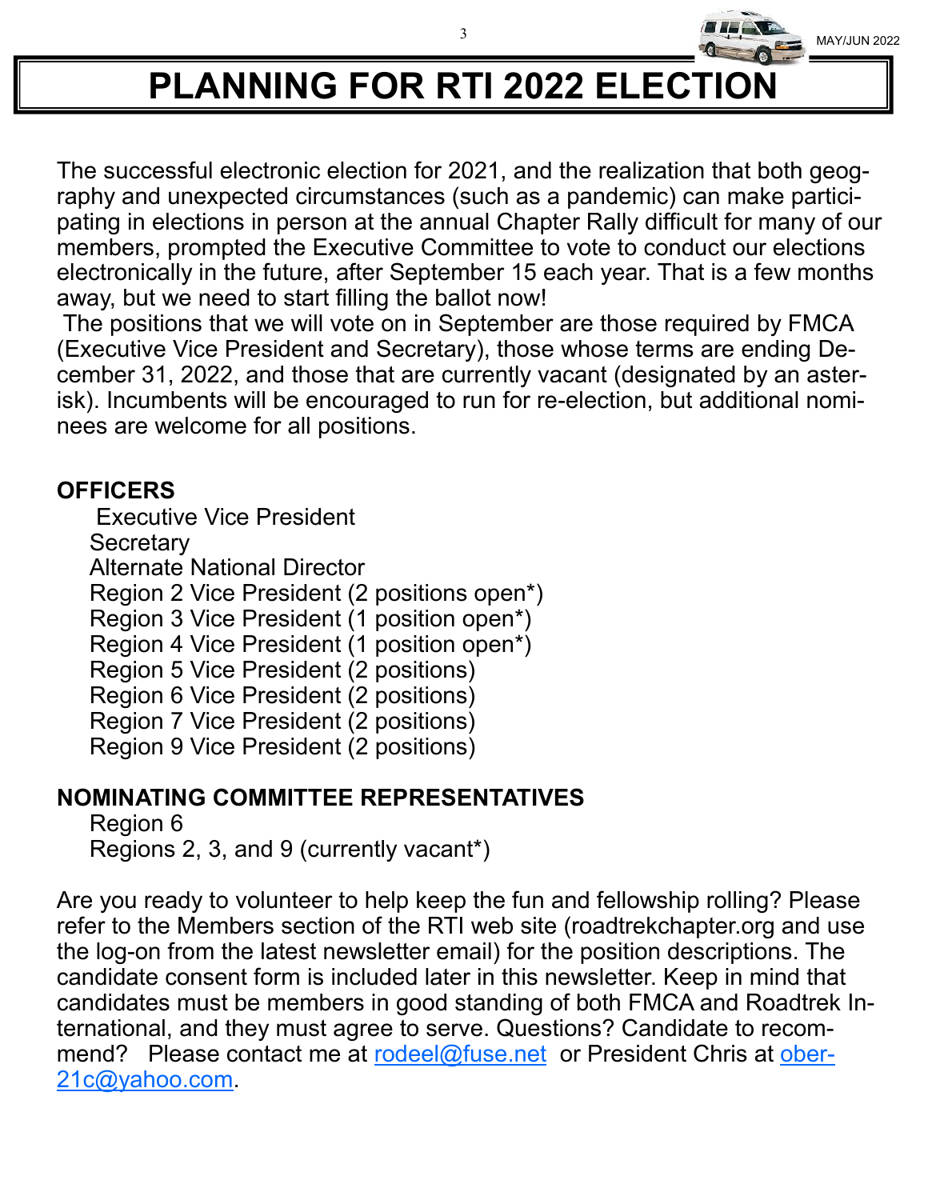# PLANNING FOR RTI 2022 ELECTION

The successful electronic election for 2021, and the realization that both geography and unexpected circumstances (such as a pandemic) can make participating in elections in person at the annual Chapter Rally difficult for many of our members, prompted the Executive Committee to vote to conduct our elections electronically in the future, after September 15 each year. That is a few months away, but we need to start filling the ballot now!

The positions that we will vote on in September are those required by FMCA (Executive Vice President and Secretary), those whose terms are ending December 31, 2022, and those that are currently vacant (designated by an asterisk). Incumbents will be encouraged to run for re-election, but additional nominees are welcome for all positions.

## OFFICERS

- Executive Vice President
- Secretary
- Alternate National Director
- Region 2 Vice President (2 positions open*)
- Region 3 Vice President (1 position open*)
- Region 4 Vice President (1 position open*)
- Region 5 Vice President (2 positions)
- Region 6 Vice President (2 positions)
- Region 7 Vice President (2 positions)
- Region 9 Vice President (2 positions)

## NOMINATING COMMITTEE REPRESENTATIVES

- Region 6
- Regions 2, 3, and 9 (currently vacant*)

Are you ready to volunteer to help keep the fun and fellowship rolling? Please refer to the Members section of the RTI web site (roadtrekchapter.org and use the log-on from the latest newsletter email) for the position descriptions. The candidate consent form is included later in this newsletter. Keep in mind that candidates must be members in good standing of both FMCA and Roadtrek International, and they must agree to serve. Questions? Candidate to recommend? Please contact me at rodeel@fuse.net or President Chris at ober-21c@yahoo.com.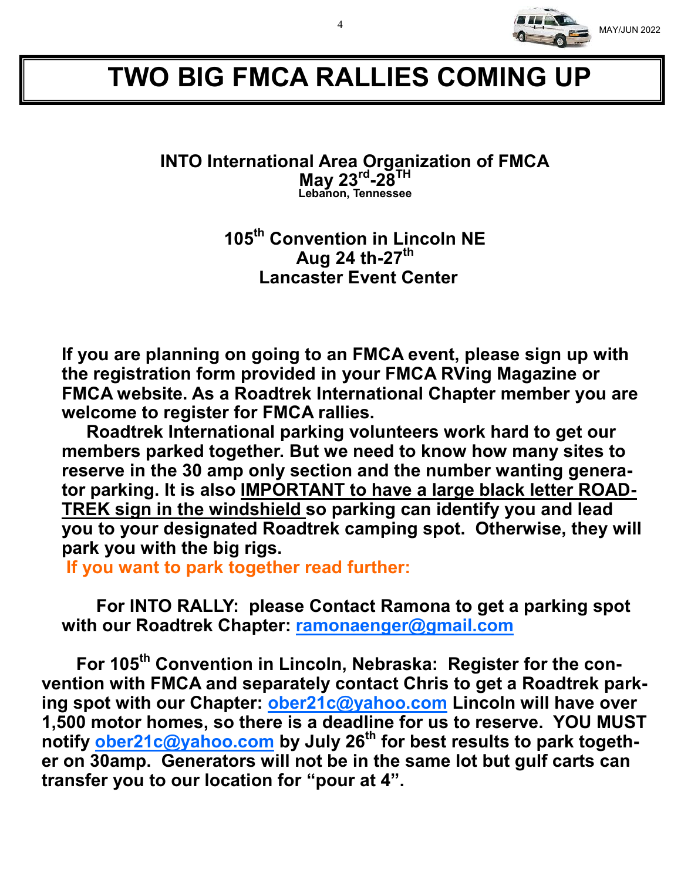# TWO BIG FMCA RALLIES COMING UP

**INTO International Area Organization of FMCA**
**May 23rd-28TH**
**Lebanon, Tennessee**

**105th Convention in Lincoln NE**
**Aug 24 th-27th**
**Lancaster Event Center**

**If you are planning on going to an FMCA event, please sign up with the registration form provided in your FMCA RVing Magazine or FMCA website. As a Roadtrek International Chapter member you are welcome to register for FMCA rallies.**

**Roadtrek International parking volunteers work hard to get our members parked together. But we need to know how many sites to reserve in the 30 amp only section and the number wanting generator parking. It is also IMPORTANT to have a large black letter ROADTREK sign in the windshield so parking can identify you and lead you to your designated Roadtrek camping spot. Otherwise, they will park you with the big rigs.**

**If you want to park together read further:**

**For INTO RALLY: please Contact Ramona to get a parking spot with our Roadtrek Chapter: ramonaenger@gmail.com**

**For 105th Convention in Lincoln, Nebraska: Register for the convention with FMCA and separately contact Chris to get a Roadtrek parking spot with our Chapter: ober21c@yahoo.com Lincoln will have over 1,500 motor homes, so there is a deadline for us to reserve. YOU MUST notify ober21c@yahoo.com by July 26th for best results to park together on 30amp. Generators will not be in the same lot but gulf carts can transfer you to our location for "pour at 4".**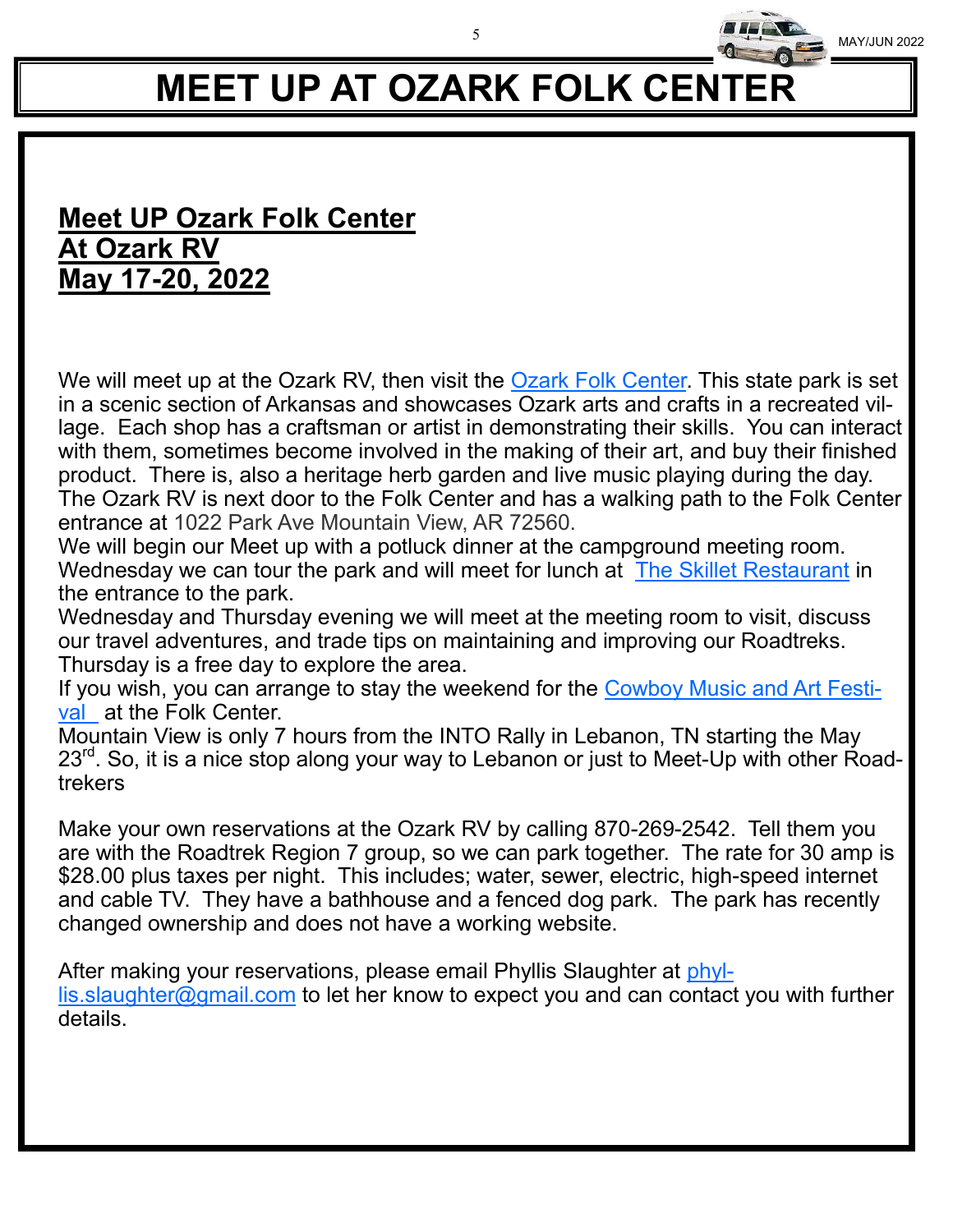# MEET UP AT OZARK FOLK CENTER

## Meet UP Ozark Folk Center
## At Ozark RV
## May 17-20, 2022

We will meet up at the Ozark RV, then visit the Ozark Folk Center. This state park is set in a scenic section of Arkansas and showcases Ozark arts and crafts in a recreated village. Each shop has a craftsman or artist in demonstrating their skills. You can interact with them, sometimes become involved in the making of their art, and buy their finished product. There is, also a heritage herb garden and live music playing during the day. The Ozark RV is next door to the Folk Center and has a walking path to the Folk Center entrance at 1022 Park Ave Mountain View, AR 72560.

We will begin our Meet up with a potluck dinner at the campground meeting room. Wednesday we can tour the park and will meet for lunch at The Skillet Restaurant in the entrance to the park.

Wednesday and Thursday evening we will meet at the meeting room to visit, discuss our travel adventures, and trade tips on maintaining and improving our Roadtreks. Thursday is a free day to explore the area.

If you wish, you can arrange to stay the weekend for the Cowboy Music and Art Festival at the Folk Center.

Mountain View is only 7 hours from the INTO Rally in Lebanon, TN starting the May 23rd. So, it is a nice stop along your way to Lebanon or just to Meet-Up with other Roadtrekers

Make your own reservations at the Ozark RV by calling 870-269-2542. Tell them you are with the Roadtrek Region 7 group, so we can park together. The rate for 30 amp is $28.00 plus taxes per night. This includes; water, sewer, electric, high-speed internet and cable TV. They have a bathhouse and a fenced dog park. The park has recently changed ownership and does not have a working website.

After making your reservations, please email Phyllis Slaughter at phyllis.slaughter@gmail.com to let her know to expect you and can contact you with further details.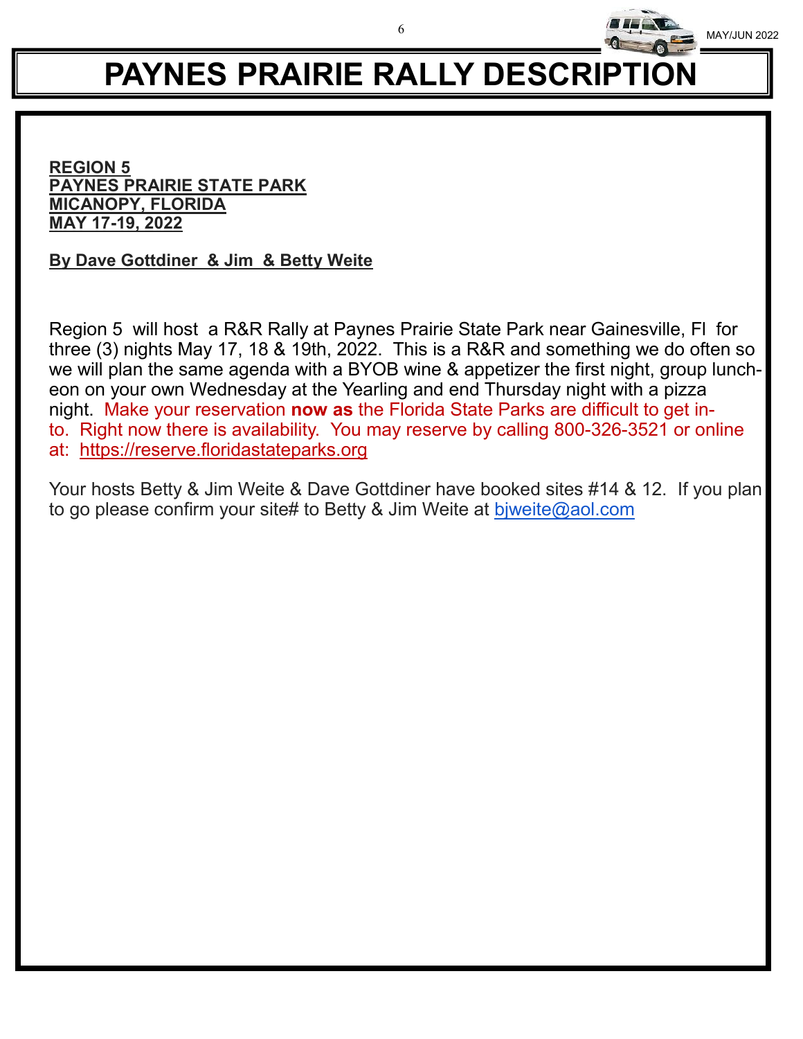# PAYNES PRAIRIE RALLY DESCRIPTION

**REGION 5**
**PAYNES PRAIRIE STATE PARK**
**MICANOPY, FLORIDA**
**MAY 17-19, 2022**

**By Dave Gottdiner & Jim & Betty Weite**

Region 5 will host a R&R Rally at Paynes Prairie State Park near Gainesville, Fl for three (3) nights May 17, 18 & 19th, 2022. This is a R&R and something we do often so we will plan the same agenda with a BYOB wine & appetizer the first night, group luncheon on your own Wednesday at the Yearling and end Thursday night with a pizza night. Make your reservation **now as** the Florida State Parks are difficult to get into. Right now there is availability. You may reserve by calling 800-326-3521 or online at: https://reserve.floridastateparks.org

Your hosts Betty & Jim Weite & Dave Gottdiner have booked sites #14 & 12. If you plan to go please confirm your site# to Betty & Jim Weite at bjweite@aol.com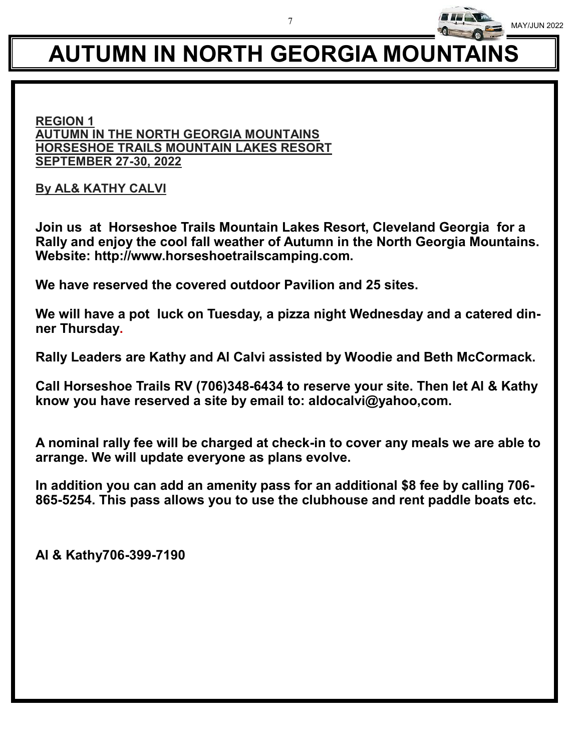# AUTUMN IN NORTH GEORGIA MOUNTAINS

**REGION 1**
**AUTUMN IN THE NORTH GEORGIA MOUNTAINS**
**HORSESHOE TRAILS MOUNTAIN LAKES RESORT**
**SEPTEMBER 27-30, 2022**

**By AL& KATHY CALVI**

**Join us at Horseshoe Trails Mountain Lakes Resort, Cleveland Georgia for a Rally and enjoy the cool fall weather of Autumn in the North Georgia Mountains. Website: http://www.horseshoetrailscamping.com.**

**We have reserved the covered outdoor Pavilion and 25 sites.**

**We will have a pot luck on Tuesday, a pizza night Wednesday and a catered dinner Thursday.**

**Rally Leaders are Kathy and Al Calvi assisted by Woodie and Beth McCormack.**

**Call Horseshoe Trails RV (706)348-6434 to reserve your site. Then let Al & Kathy know you have reserved a site by email to: aldocalvi@yahoo,com.**

**A nominal rally fee will be charged at check-in to cover any meals we are able to arrange. We will update everyone as plans evolve.**

**In addition you can add an amenity pass for an additional $8 fee by calling 706-865-5254. This pass allows you to use the clubhouse and rent paddle boats etc.**

**Al & Kathy706-399-7190**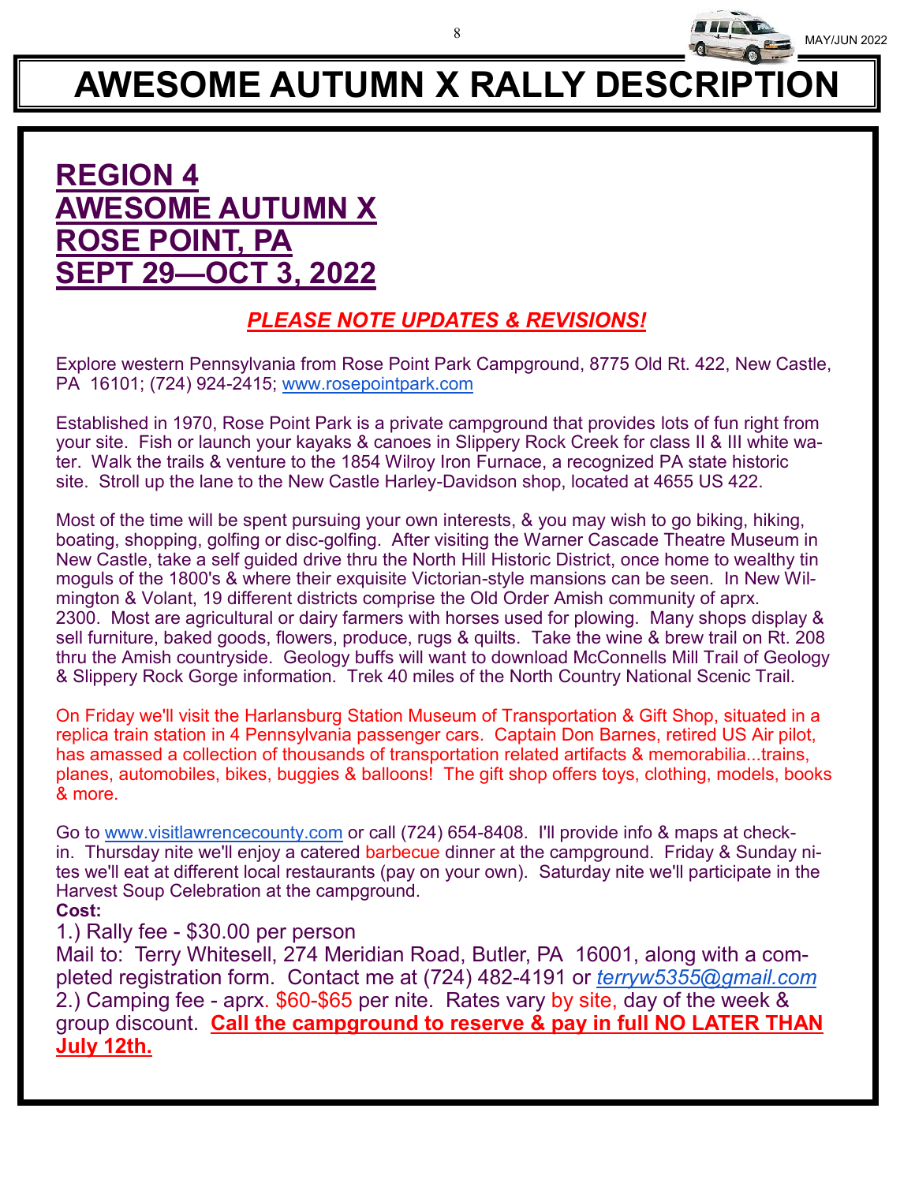# AWESOME AUTUMN X RALLY DESCRIPTION

## REGION 4
## AWESOME AUTUMN X
## ROSE POINT, PA
## SEPT 29—OCT 3, 2022

***PLEASE NOTE UPDATES & REVISIONS!***

Explore western Pennsylvania from Rose Point Park Campground, 8775 Old Rt. 422, New Castle, PA 16101; (724) 924-2415; www.rosepointpark.com

Established in 1970, Rose Point Park is a private campground that provides lots of fun right from your site. Fish or launch your kayaks & canoes in Slippery Rock Creek for class II & III white water. Walk the trails & venture to the 1854 Wilroy Iron Furnace, a recognized PA state historic site. Stroll up the lane to the New Castle Harley-Davidson shop, located at 4655 US 422.

Most of the time will be spent pursuing your own interests, & you may wish to go biking, hiking, boating, shopping, golfing or disc-golfing. After visiting the Warner Cascade Theatre Museum in New Castle, take a self guided drive thru the North Hill Historic District, once home to wealthy tin moguls of the 1800's & where their exquisite Victorian-style mansions can be seen. In New Wilmington & Volant, 19 different districts comprise the Old Order Amish community of aprx. 2300. Most are agricultural or dairy farmers with horses used for plowing. Many shops display & sell furniture, baked goods, flowers, produce, rugs & quilts. Take the wine & brew trail on Rt. 208 thru the Amish countryside. Geology buffs will want to download McConnells Mill Trail of Geology & Slippery Rock Gorge information. Trek 40 miles of the North Country National Scenic Trail.

On Friday we'll visit the Harlansburg Station Museum of Transportation & Gift Shop, situated in a replica train station in 4 Pennsylvania passenger cars. Captain Don Barnes, retired US Air pilot, has amassed a collection of thousands of transportation related artifacts & memorabilia...trains, planes, automobiles, bikes, buggies & balloons! The gift shop offers toys, clothing, models, books & more.

Go to www.visitlawrencecounty.com or call (724) 654-8408. I'll provide info & maps at check-in. Thursday nite we'll enjoy a catered barbecue dinner at the campground. Friday & Sunday nites we'll eat at different local restaurants (pay on your own). Saturday nite we'll participate in the Harvest Soup Celebration at the campground.

**Cost:**

1.) Rally fee - $30.00 per person

Mail to: Terry Whitesell, 274 Meridian Road, Butler, PA 16001, along with a completed registration form. Contact me at (724) 482-4191 or *terryw5355@gmail.com*

2.) Camping fee - aprx. $60-$65 per nite. Rates vary by site, day of the week & group discount. **Call the campground to reserve & pay in full NO LATER THAN July 12th.**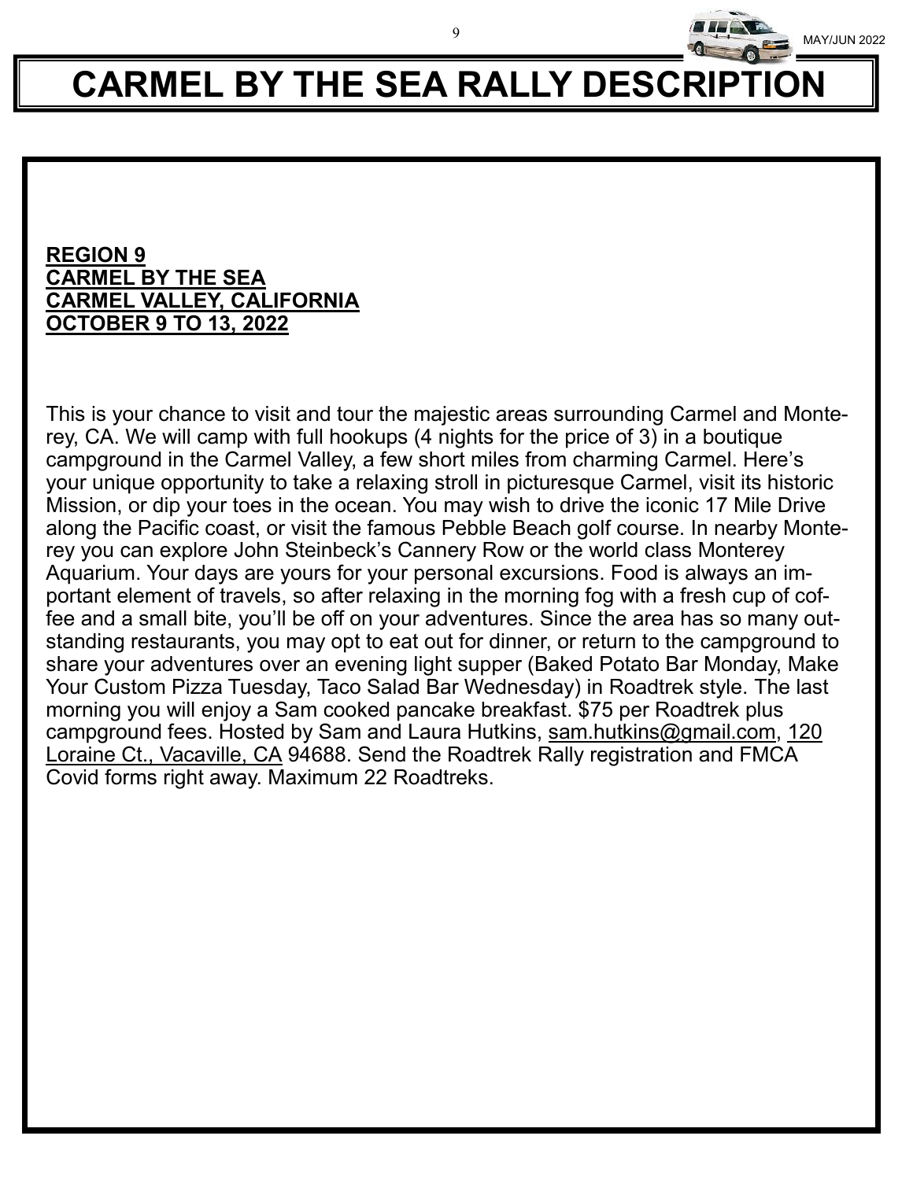# CARMEL BY THE SEA RALLY DESCRIPTION

**REGION 9**
**CARMEL BY THE SEA**
**CARMEL VALLEY, CALIFORNIA**
**OCTOBER 9 TO 13, 2022**

This is your chance to visit and tour the majestic areas surrounding Carmel and Monterey, CA. We will camp with full hookups (4 nights for the price of 3) in a boutique campground in the Carmel Valley, a few short miles from charming Carmel. Here's your unique opportunity to take a relaxing stroll in picturesque Carmel, visit its historic Mission, or dip your toes in the ocean. You may wish to drive the iconic 17 Mile Drive along the Pacific coast, or visit the famous Pebble Beach golf course. In nearby Monterey you can explore John Steinbeck's Cannery Row or the world class Monterey Aquarium. Your days are yours for your personal excursions. Food is always an important element of travels, so after relaxing in the morning fog with a fresh cup of coffee and a small bite, you'll be off on your adventures. Since the area has so many outstanding restaurants, you may opt to eat out for dinner, or return to the campground to share your adventures over an evening light supper (Baked Potato Bar Monday, Make Your Custom Pizza Tuesday, Taco Salad Bar Wednesday) in Roadtrek style. The last morning you will enjoy a Sam cooked pancake breakfast. $75 per Roadtrek plus campground fees. Hosted by Sam and Laura Hutkins, sam.hutkins@gmail.com, 120 Loraine Ct., Vacaville, CA 94688. Send the Roadtrek Rally registration and FMCA Covid forms right away. Maximum 22 Roadtreks.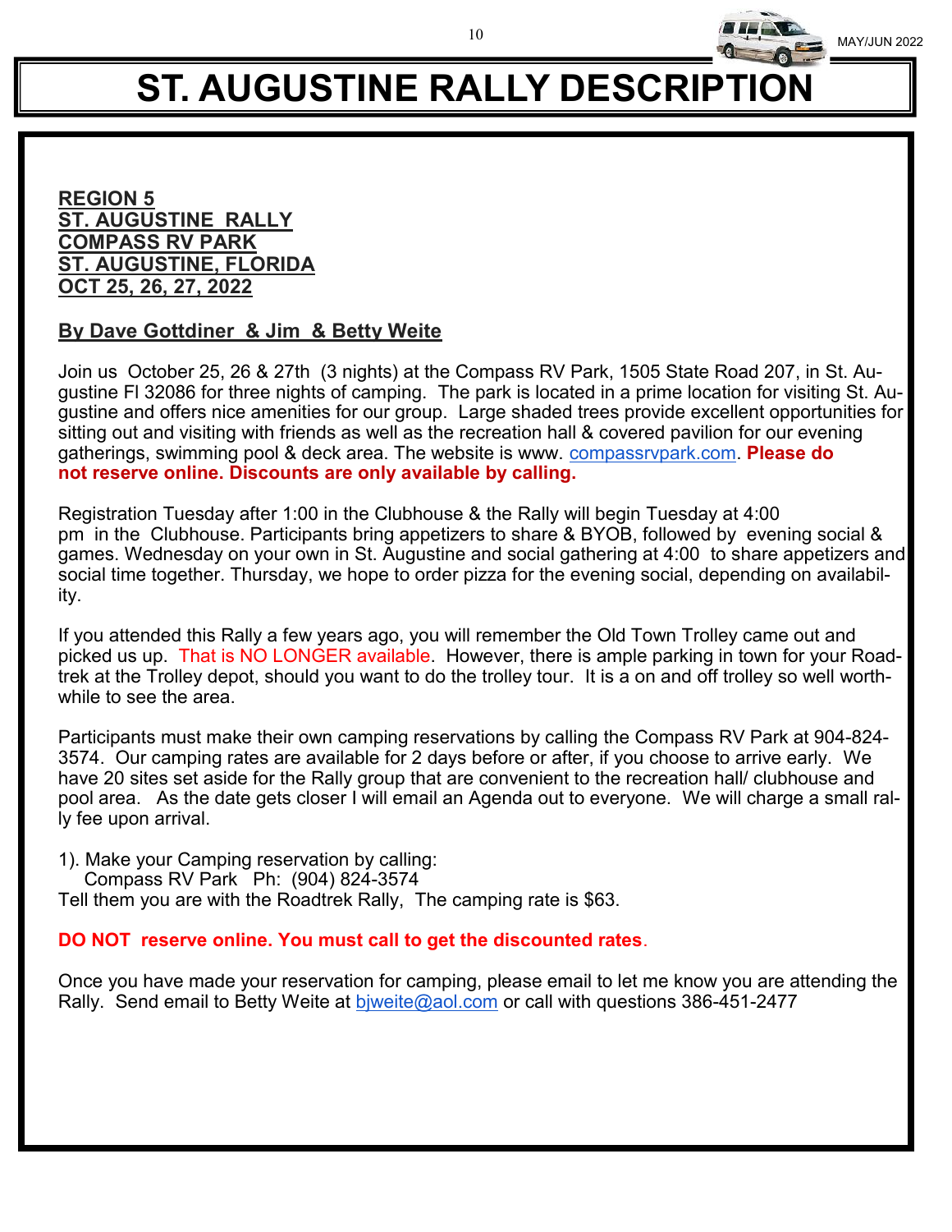# ST. AUGUSTINE RALLY DESCRIPTION

**REGION 5**
**ST. AUGUSTINE RALLY**
**COMPASS RV PARK**
**ST. AUGUSTINE, FLORIDA**
**OCT 25, 26, 27, 2022**

**By Dave Gottdiner & Jim & Betty Weite**

Join us October 25, 26 & 27th (3 nights) at the Compass RV Park, 1505 State Road 207, in St. Augustine Fl 32086 for three nights of camping. The park is located in a prime location for visiting St. Augustine and offers nice amenities for our group. Large shaded trees provide excellent opportunities for sitting out and visiting with friends as well as the recreation hall & covered pavilion for our evening gatherings, swimming pool & deck area. The website is www. compassrvpark.com. **Please do not reserve online. Discounts are only available by calling.**

Registration Tuesday after 1:00 in the Clubhouse & the Rally will begin Tuesday at 4:00 pm in the Clubhouse. Participants bring appetizers to share & BYOB, followed by evening social & games. Wednesday on your own in St. Augustine and social gathering at 4:00 to share appetizers and social time together. Thursday, we hope to order pizza for the evening social, depending on availability.

If you attended this Rally a few years ago, you will remember the Old Town Trolley came out and picked us up. That is NO LONGER available. However, there is ample parking in town for your Roadtrek at the Trolley depot, should you want to do the trolley tour. It is a on and off trolley so well worthwhile to see the area.

Participants must make their own camping reservations by calling the Compass RV Park at 904-824-3574. Our camping rates are available for 2 days before or after, if you choose to arrive early. We have 20 sites set aside for the Rally group that are convenient to the recreation hall/ clubhouse and pool area. As the date gets closer I will email an Agenda out to everyone. We will charge a small rally fee upon arrival.

1). Make your Camping reservation by calling:
Compass RV Park Ph: (904) 824-3574
Tell them you are with the Roadtrek Rally, The camping rate is $63.

**DO NOT reserve online. You must call to get the discounted rates**.

Once you have made your reservation for camping, please email to let me know you are attending the Rally. Send email to Betty Weite at bjweite@aol.com or call with questions 386-451-2477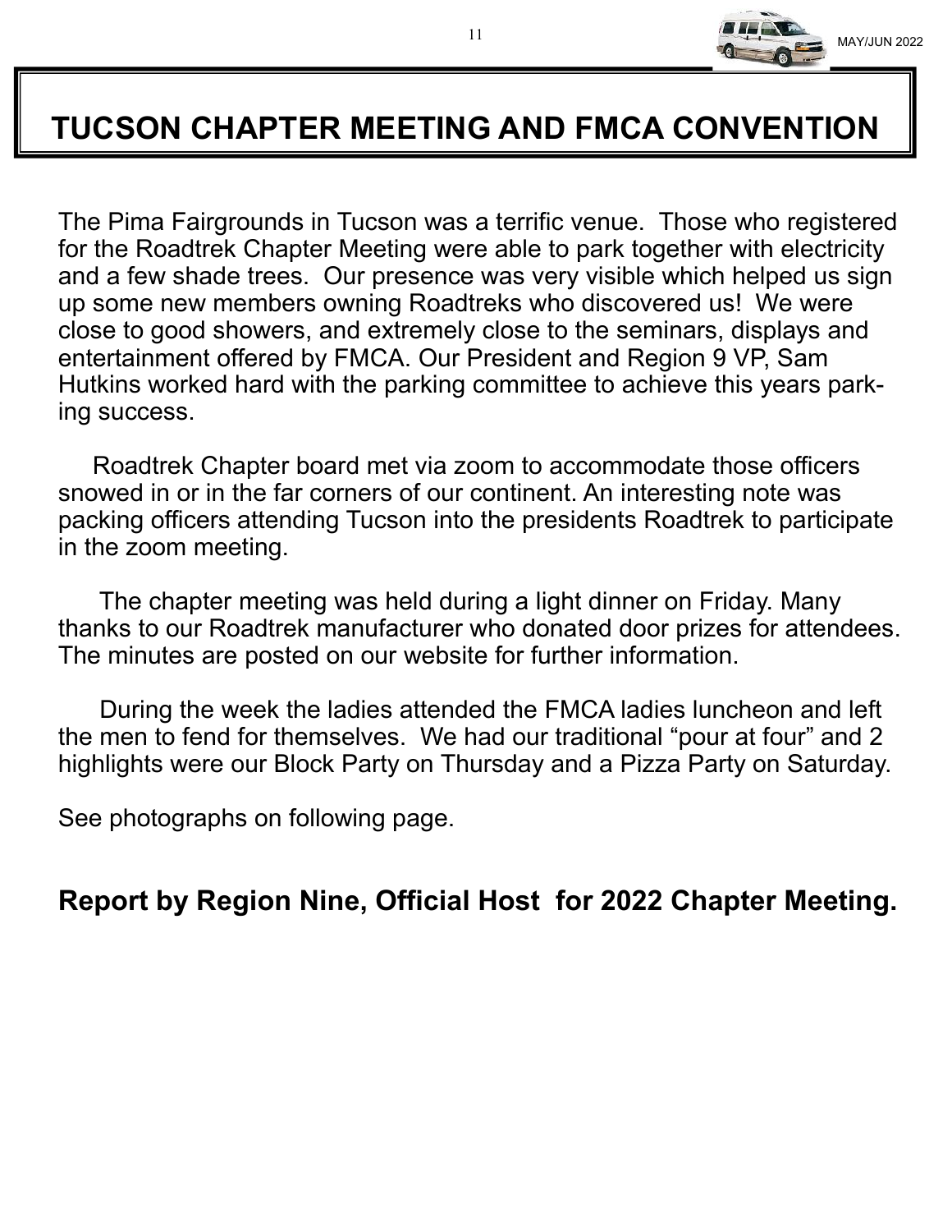# TUCSON CHAPTER MEETING AND FMCA CONVENTION

The Pima Fairgrounds in Tucson was a terrific venue. Those who registered for the Roadtrek Chapter Meeting were able to park together with electricity and a few shade trees. Our presence was very visible which helped us sign up some new members owning Roadtreks who discovered us! We were close to good showers, and extremely close to the seminars, displays and entertainment offered by FMCA. Our President and Region 9 VP, Sam Hutkins worked hard with the parking committee to achieve this years parking success.

Roadtrek Chapter board met via zoom to accommodate those officers snowed in or in the far corners of our continent. An interesting note was packing officers attending Tucson into the presidents Roadtrek to participate in the zoom meeting.

The chapter meeting was held during a light dinner on Friday. Many thanks to our Roadtrek manufacturer who donated door prizes for attendees. The minutes are posted on our website for further information.

During the week the ladies attended the FMCA ladies luncheon and left the men to fend for themselves. We had our traditional "pour at four" and 2 highlights were our Block Party on Thursday and a Pizza Party on Saturday.

See photographs on following page.

**Report by Region Nine, Official Host for 2022 Chapter Meeting.**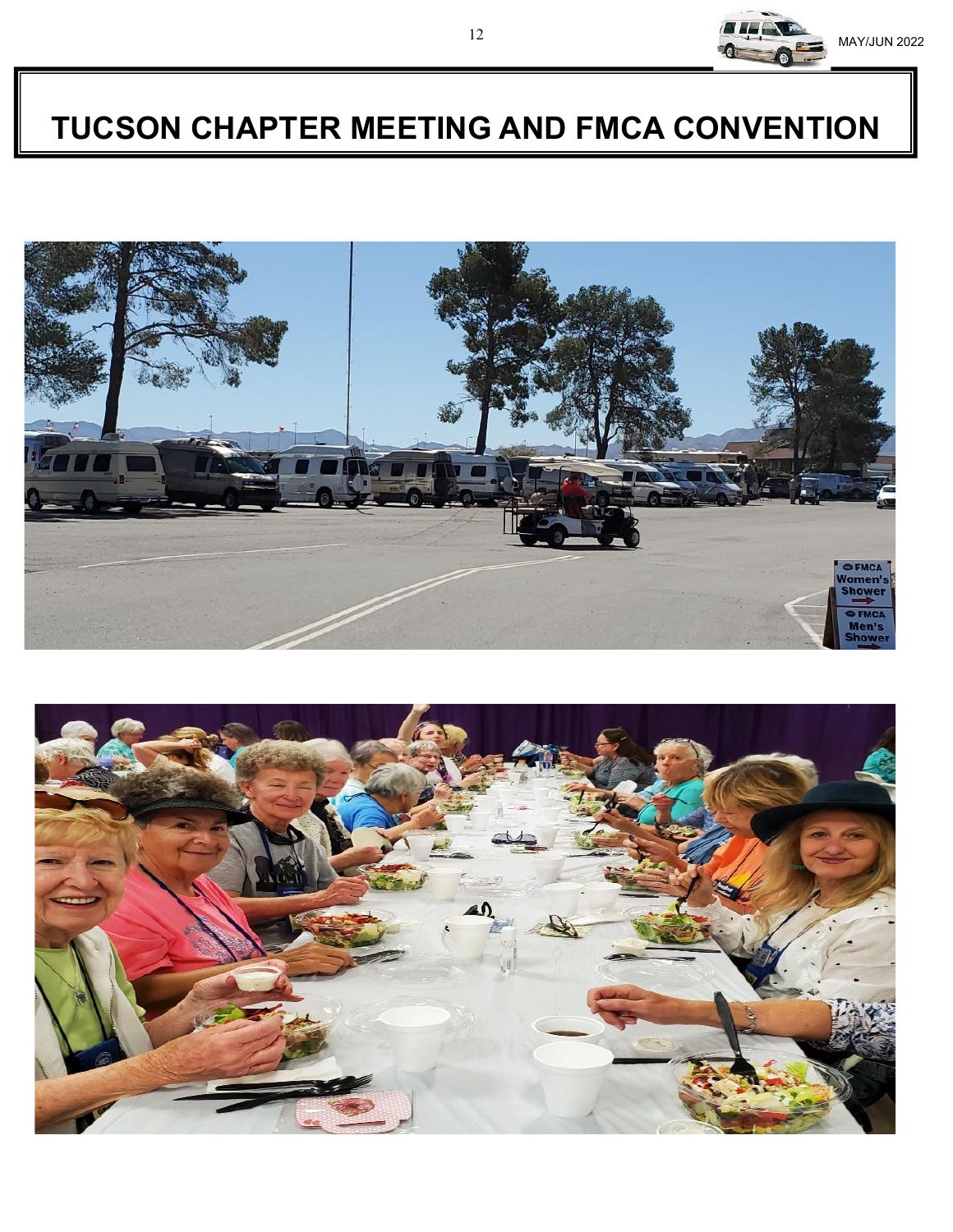# TUCSON CHAPTER MEETING AND FMCA CONVENTION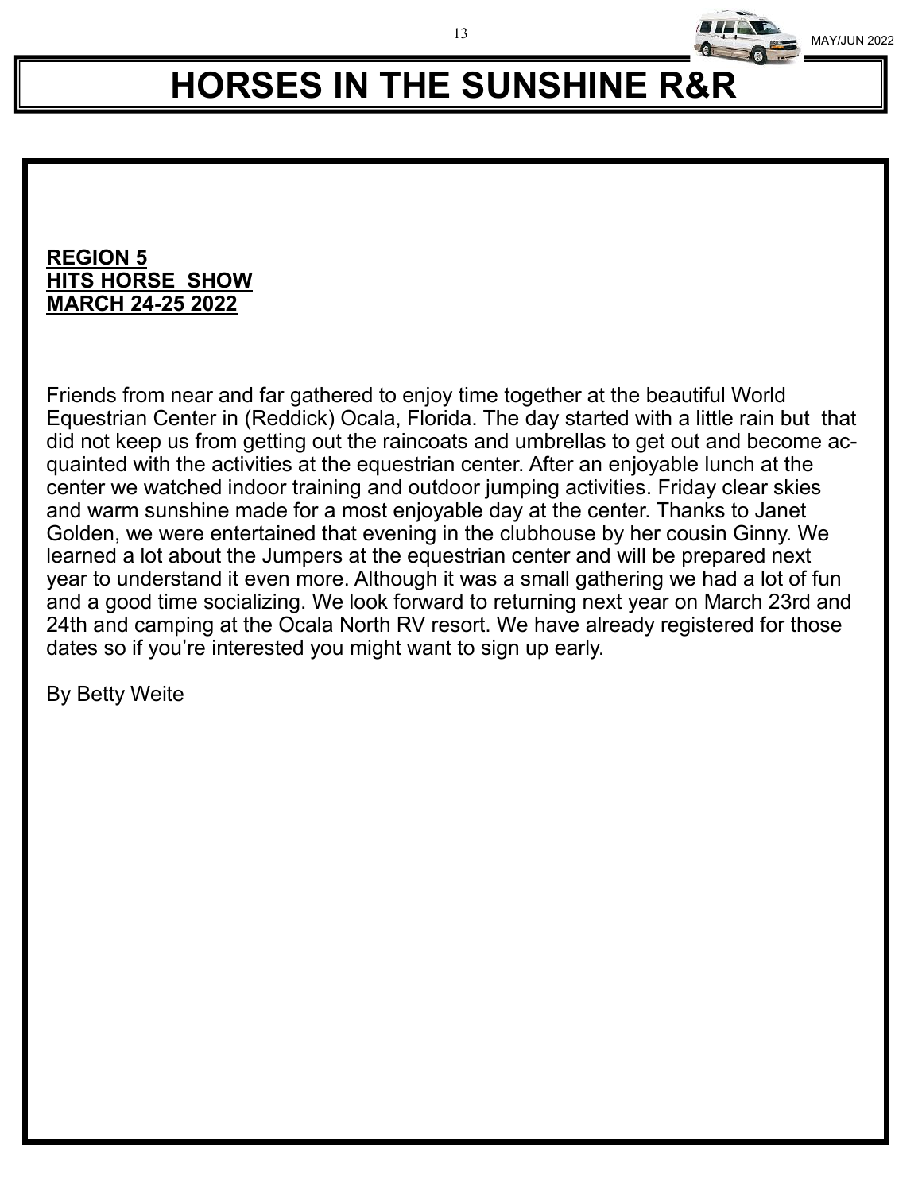# HORSES IN THE SUNSHINE R&R

**REGION 5**
**HITS HORSE SHOW**
**MARCH 24-25 2022**

Friends from near and far gathered to enjoy time together at the beautiful World Equestrian Center in (Reddick) Ocala, Florida. The day started with a little rain but that did not keep us from getting out the raincoats and umbrellas to get out and become acquainted with the activities at the equestrian center. After an enjoyable lunch at the center we watched indoor training and outdoor jumping activities. Friday clear skies and warm sunshine made for a most enjoyable day at the center. Thanks to Janet Golden, we were entertained that evening in the clubhouse by her cousin Ginny. We learned a lot about the Jumpers at the equestrian center and will be prepared next year to understand it even more. Although it was a small gathering we had a lot of fun and a good time socializing. We look forward to returning next year on March 23rd and 24th and camping at the Ocala North RV resort. We have already registered for those dates so if you're interested you might want to sign up early.

By Betty Weite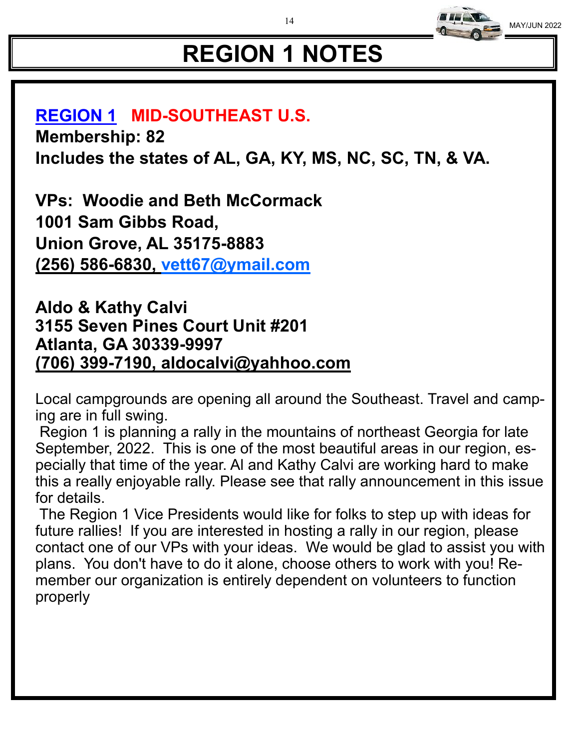# REGION 1 NOTES

## REGION 1 MID-SOUTHEAST U.S.

**Membership: 82**

**Includes the states of AL, GA, KY, MS, NC, SC, TN, & VA.**

**VPs: Woodie and Beth McCormack**
**1001 Sam Gibbs Road,**
**Union Grove, AL 35175-8883**
**(256) 586-6830, vett67@ymail.com**

**Aldo & Kathy Calvi**
**3155 Seven Pines Court Unit #201**
**Atlanta, GA 30339-9997**
**(706) 399-7190, aldocalvi@yahhoo.com**

Local campgrounds are opening all around the Southeast. Travel and camping are in full swing.

Region 1 is planning a rally in the mountains of northeast Georgia for late September, 2022. This is one of the most beautiful areas in our region, especially that time of the year. Al and Kathy Calvi are working hard to make this a really enjoyable rally. Please see that rally announcement in this issue for details.

The Region 1 Vice Presidents would like for folks to step up with ideas for future rallies! If you are interested in hosting a rally in our region, please contact one of our VPs with your ideas. We would be glad to assist you with plans. You don't have to do it alone, choose others to work with you! Remember our organization is entirely dependent on volunteers to function properly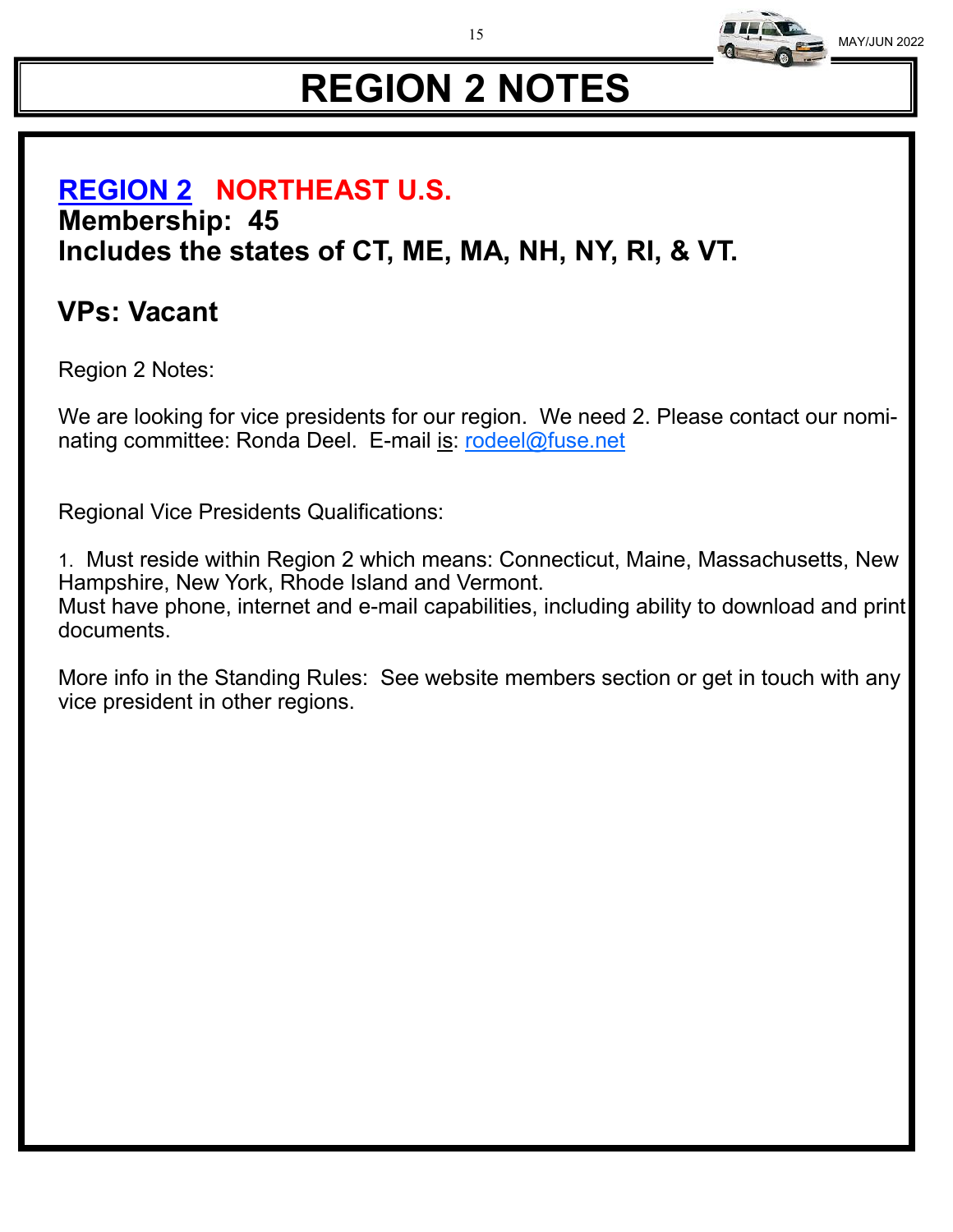# REGION 2 NOTES

## REGION 2 NORTHEAST U.S.

**Membership: 45**

**Includes the states of CT, ME, MA, NH, NY, RI, & VT.**

## VPs: Vacant

Region 2 Notes:

We are looking for vice presidents for our region. We need 2. Please contact our nominating committee: Ronda Deel. E-mail is: rodeel@fuse.net

Regional Vice Presidents Qualifications:

1. Must reside within Region 2 which means: Connecticut, Maine, Massachusetts, New Hampshire, New York, Rhode Island and Vermont.
Must have phone, internet and e-mail capabilities, including ability to download and print documents.

More info in the Standing Rules: See website members section or get in touch with any vice president in other regions.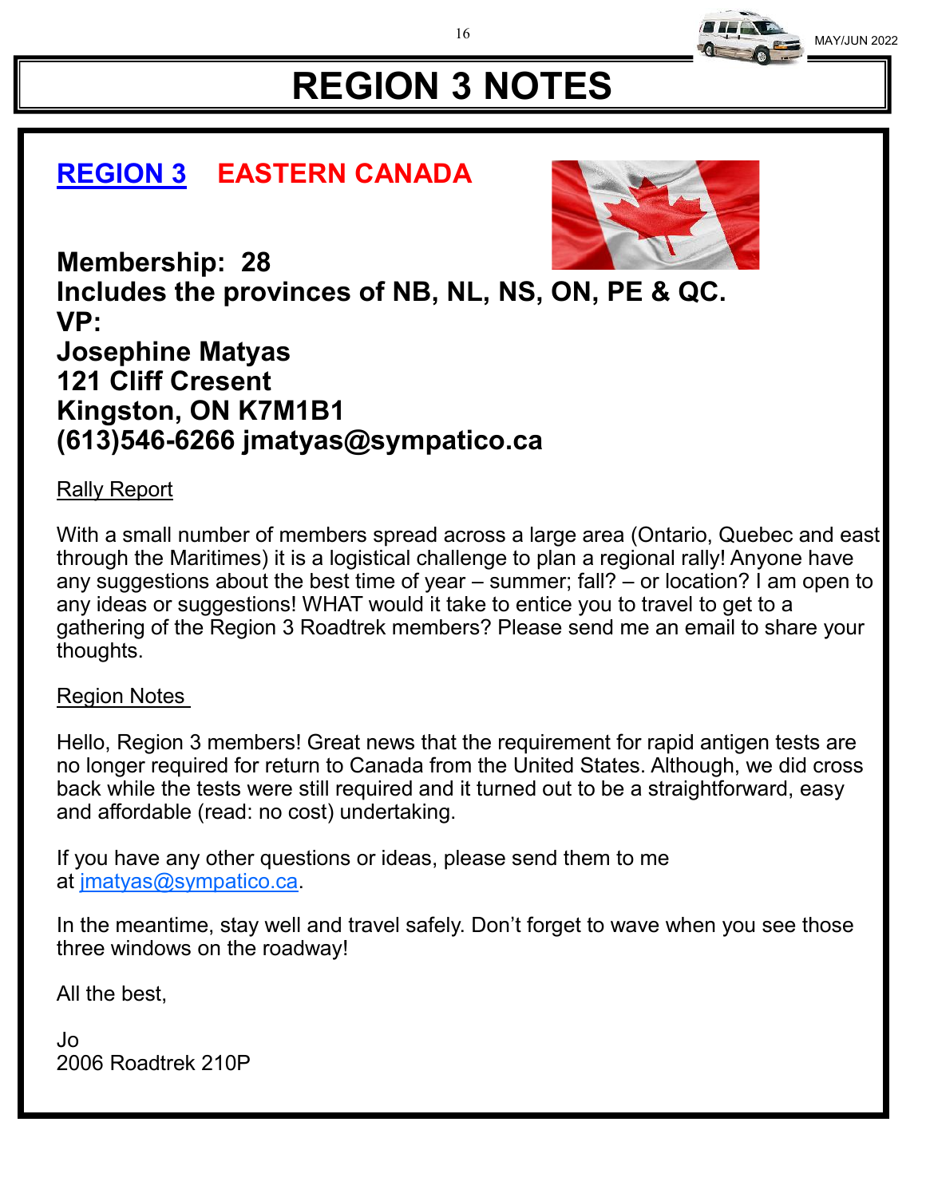# REGION 3 NOTES

## REGION 3 EASTERN CANADA

**Membership: 28**
**Includes the provinces of NB, NL, NS, ON, PE & QC.**
**VP:**
**Josephine Matyas**
**121 Cliff Cresent**
**Kingston, ON K7M1B1**
**(613)546-6266 jmatyas@sympatico.ca**

Rally Report

With a small number of members spread across a large area (Ontario, Quebec and east through the Maritimes) it is a logistical challenge to plan a regional rally! Anyone have any suggestions about the best time of year – summer; fall? – or location? I am open to any ideas or suggestions! WHAT would it take to entice you to travel to get to a gathering of the Region 3 Roadtrek members? Please send me an email to share your thoughts.

Region Notes

Hello, Region 3 members! Great news that the requirement for rapid antigen tests are no longer required for return to Canada from the United States. Although, we did cross back while the tests were still required and it turned out to be a straightforward, easy and affordable (read: no cost) undertaking.

If you have any other questions or ideas, please send them to me at jmatyas@sympatico.ca.

In the meantime, stay well and travel safely. Don't forget to wave when you see those three windows on the roadway!

All the best,

Jo
2006 Roadtrek 210P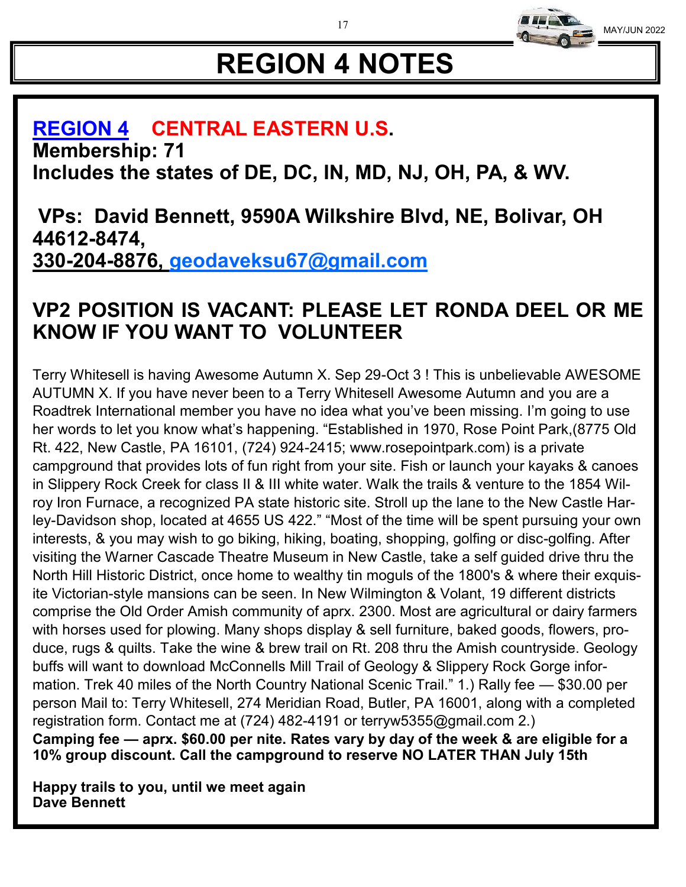# REGION 4 NOTES

## REGION 4 CENTRAL EASTERN U.S.

**Membership: 71**

**Includes the states of DE, DC, IN, MD, NJ, OH, PA, & WV.**

**VPs: David Bennett, 9590A Wilkshire Blvd, NE, Bolivar, OH 44612-8474,**
**330-204-8876, geodaveksu67@gmail.com**

## VP2 POSITION IS VACANT: PLEASE LET RONDA DEEL OR ME KNOW IF YOU WANT TO VOLUNTEER

Terry Whitesell is having Awesome Autumn X. Sep 29-Oct 3 ! This is unbelievable AWESOME AUTUMN X. If you have never been to a Terry Whitesell Awesome Autumn and you are a Roadtrek International member you have no idea what you've been missing. I'm going to use her words to let you know what's happening. "Established in 1970, Rose Point Park,(8775 Old Rt. 422, New Castle, PA 16101, (724) 924-2415; www.rosepointpark.com) is a private campground that provides lots of fun right from your site. Fish or launch your kayaks & canoes in Slippery Rock Creek for class II & III white water. Walk the trails & venture to the 1854 Wilroy Iron Furnace, a recognized PA state historic site. Stroll up the lane to the New Castle Harley-Davidson shop, located at 4655 US 422." "Most of the time will be spent pursuing your own interests, & you may wish to go biking, hiking, boating, shopping, golfing or disc-golfing. After visiting the Warner Cascade Theatre Museum in New Castle, take a self guided drive thru the North Hill Historic District, once home to wealthy tin moguls of the 1800's & where their exquisite Victorian-style mansions can be seen. In New Wilmington & Volant, 19 different districts comprise the Old Order Amish community of aprx. 2300. Most are agricultural or dairy farmers with horses used for plowing. Many shops display & sell furniture, baked goods, flowers, produce, rugs & quilts. Take the wine & brew trail on Rt. 208 thru the Amish countryside. Geology buffs will want to download McConnells Mill Trail of Geology & Slippery Rock Gorge information. Trek 40 miles of the North Country National Scenic Trail." 1.) Rally fee — $30.00 per person Mail to: Terry Whitesell, 274 Meridian Road, Butler, PA 16001, along with a completed registration form. Contact me at (724) 482-4191 or terryw5355@gmail.com 2.) **Camping fee — aprx. $60.00 per nite. Rates vary by day of the week & are eligible for a 10% group discount. Call the campground to reserve NO LATER THAN July 15th**

**Happy trails to you, until we meet again**
**Dave Bennett**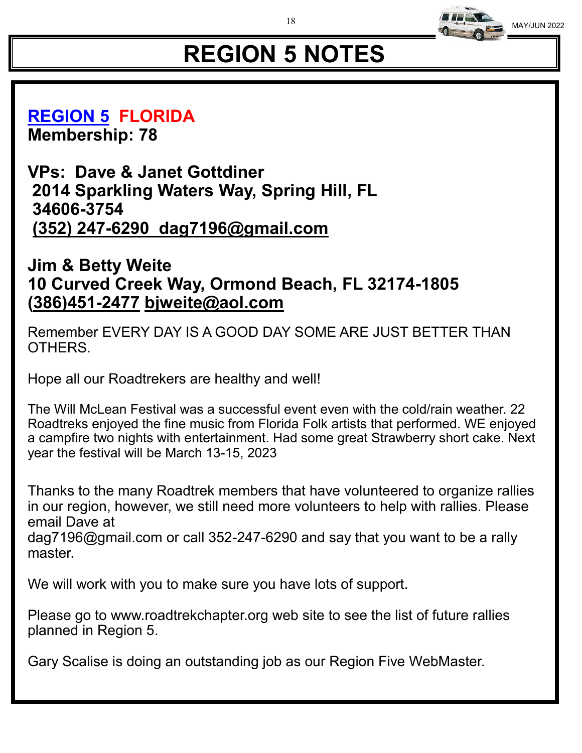# REGION 5 NOTES

## REGION 5 FLORIDA

**Membership: 78**

**VPs: Dave & Janet Gottdiner**
**2014 Sparkling Waters Way, Spring Hill, FL 34606-3754**
**(352) 247-6290 dag7196@gmail.com**

**Jim & Betty Weite**
**10 Curved Creek Way, Ormond Beach, FL 32174-1805**
**(386)451-2477 bjweite@aol.com**

Remember EVERY DAY IS A GOOD DAY SOME ARE JUST BETTER THAN OTHERS.

Hope all our Roadtrekers are healthy and well!

The Will McLean Festival was a successful event even with the cold/rain weather. 22 Roadtreks enjoyed the fine music from Florida Folk artists that performed. WE enjoyed a campfire two nights with entertainment. Had some great Strawberry short cake. Next year the festival will be March 13-15, 2023

Thanks to the many Roadtrek members that have volunteered to organize rallies in our region, however, we still need more volunteers to help with rallies. Please email Dave at
dag7196@gmail.com or call 352-247-6290 and say that you want to be a rally master.

We will work with you to make sure you have lots of support.

Please go to www.roadtrekchapter.org web site to see the list of future rallies planned in Region 5.

Gary Scalise is doing an outstanding job as our Region Five WebMaster.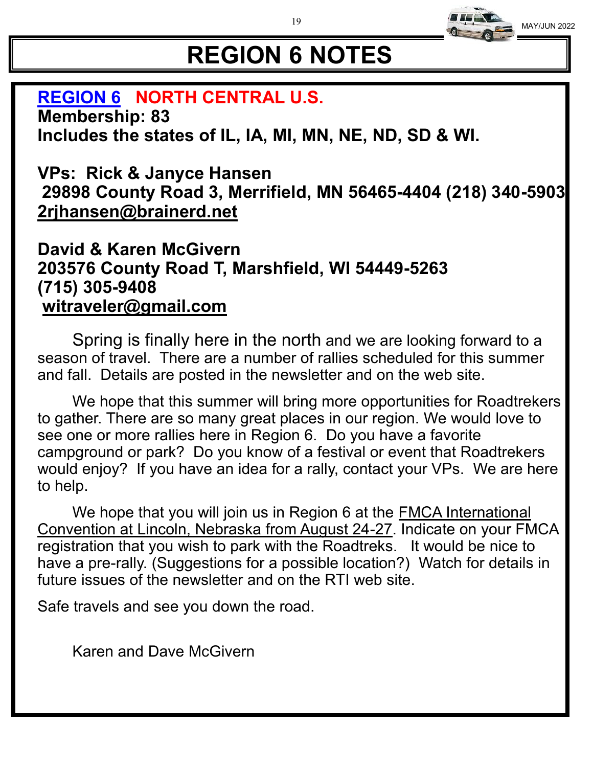# REGION 6 NOTES

**REGION 6 NORTH CENTRAL U.S.**
**Membership: 83**
**Includes the states of IL, IA, MI, MN, NE, ND, SD & WI.**

**VPs: Rick & Janyce Hansen**
**29898 County Road 3, Merrifield, MN 56465-4404 (218) 340-5903**
**2rjhansen@brainerd.net**

**David & Karen McGivern**
**203576 County Road T, Marshfield, WI 54449-5263**
**(715) 305-9408**
**witraveler@gmail.com**

Spring is finally here in the north and we are looking forward to a season of travel. There are a number of rallies scheduled for this summer and fall. Details are posted in the newsletter and on the web site.

We hope that this summer will bring more opportunities for Roadtrekers to gather. There are so many great places in our region. We would love to see one or more rallies here in Region 6. Do you have a favorite campground or park? Do you know of a festival or event that Roadtrekers would enjoy? If you have an idea for a rally, contact your VPs. We are here to help.

We hope that you will join us in Region 6 at the FMCA International Convention at Lincoln, Nebraska from August 24-27. Indicate on your FMCA registration that you wish to park with the Roadtreks. It would be nice to have a pre-rally. (Suggestions for a possible location?) Watch for details in future issues of the newsletter and on the RTI web site.

Safe travels and see you down the road.

Karen and Dave McGivern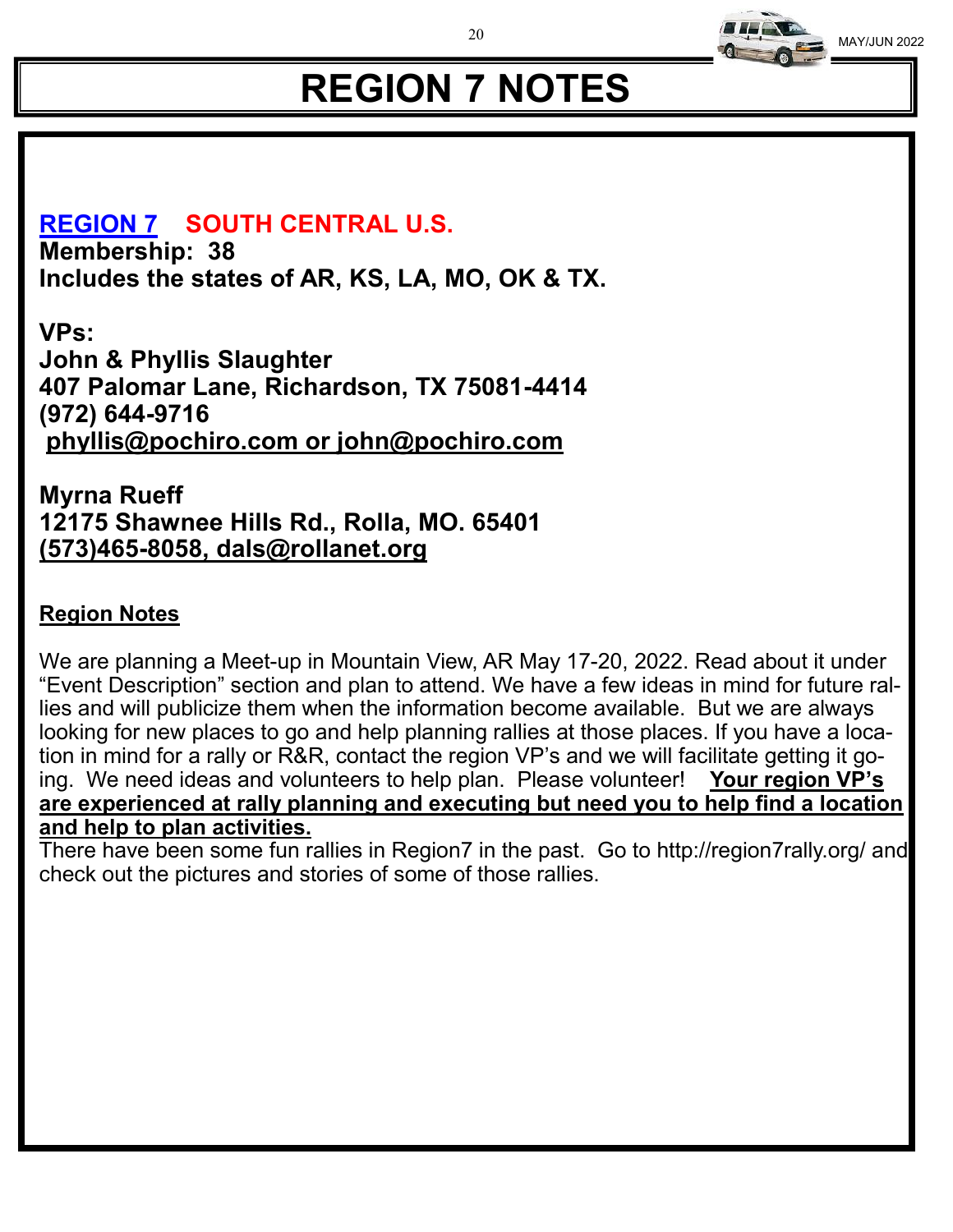# REGION 7 NOTES

## REGION 7 SOUTH CENTRAL U.S.

**Membership: 38**
**Includes the states of AR, KS, LA, MO, OK & TX.**

**VPs:**
**John & Phyllis Slaughter**
**407 Palomar Lane, Richardson, TX 75081-4414**
**(972) 644-9716**
**phyllis@pochiro.com or john@pochiro.com**

**Myrna Rueff**
**12175 Shawnee Hills Rd., Rolla, MO. 65401**
**(573)465-8058, dals@rollanet.org**

**Region Notes**

We are planning a Meet-up in Mountain View, AR May 17-20, 2022. Read about it under "Event Description" section and plan to attend. We have a few ideas in mind for future rallies and will publicize them when the information become available. But we are always looking for new places to go and help planning rallies at those places. If you have a location in mind for a rally or R&R, contact the region VP's and we will facilitate getting it going. We need ideas and volunteers to help plan. Please volunteer! **Your region VP's are experienced at rally planning and executing but need you to help find a location and help to plan activities.**

There have been some fun rallies in Region7 in the past. Go to http://region7rally.org/ and check out the pictures and stories of some of those rallies.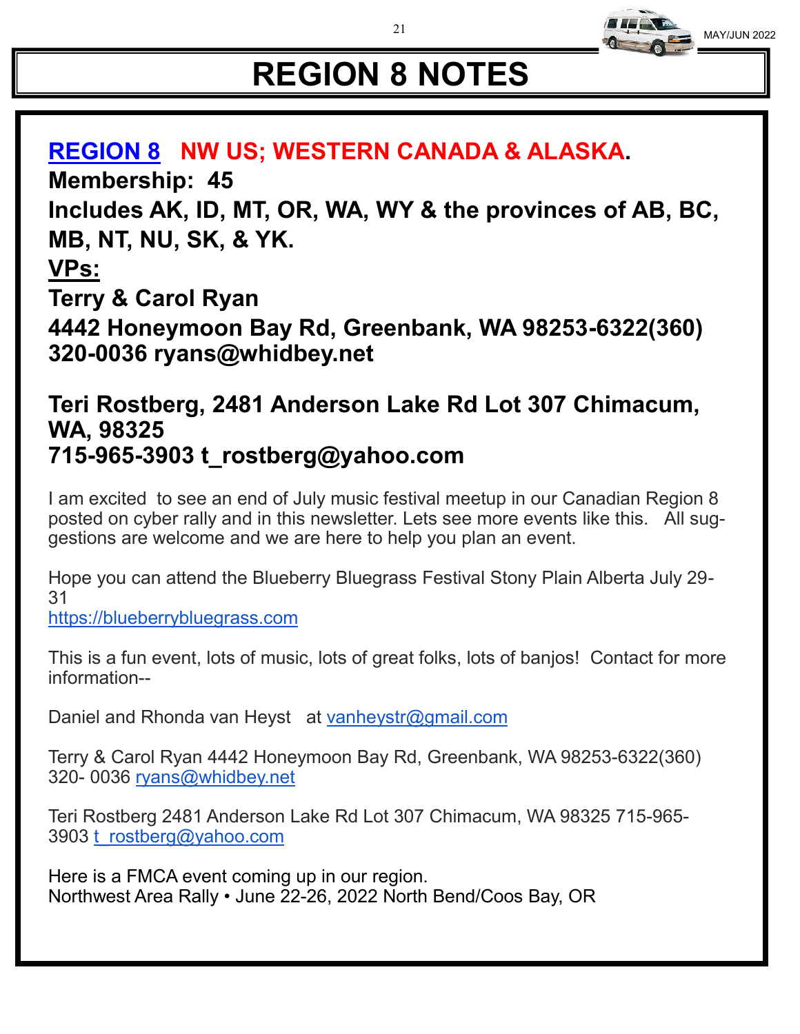# REGION 8 NOTES

**REGION 8 NW US; WESTERN CANADA & ALASKA.**

**Membership: 45**

**Includes AK, ID, MT, OR, WA, WY & the provinces of AB, BC, MB, NT, NU, SK, & YK.**

**VPs:**

**Terry & Carol Ryan**

**4442 Honeymoon Bay Rd, Greenbank, WA 98253-6322(360) 320-0036 ryans@whidbey.net**

**Teri Rostberg, 2481 Anderson Lake Rd Lot 307 Chimacum, WA, 98325**
**715-965-3903 t_rostberg@yahoo.com**

I am excited to see an end of July music festival meetup in our Canadian Region 8 posted on cyber rally and in this newsletter. Lets see more events like this. All suggestions are welcome and we are here to help you plan an event.

Hope you can attend the Blueberry Bluegrass Festival Stony Plain Alberta July 29-31
https://blueberrybluegrass.com

This is a fun event, lots of music, lots of great folks, lots of banjos! Contact for more information--

Daniel and Rhonda van Heyst at vanheystr@gmail.com

Terry & Carol Ryan 4442 Honeymoon Bay Rd, Greenbank, WA 98253-6322(360) 320- 0036 ryans@whidbey.net

Teri Rostberg 2481 Anderson Lake Rd Lot 307 Chimacum, WA 98325 715-965-3903 t_rostberg@yahoo.com

Here is a FMCA event coming up in our region.
Northwest Area Rally • June 22-26, 2022 North Bend/Coos Bay, OR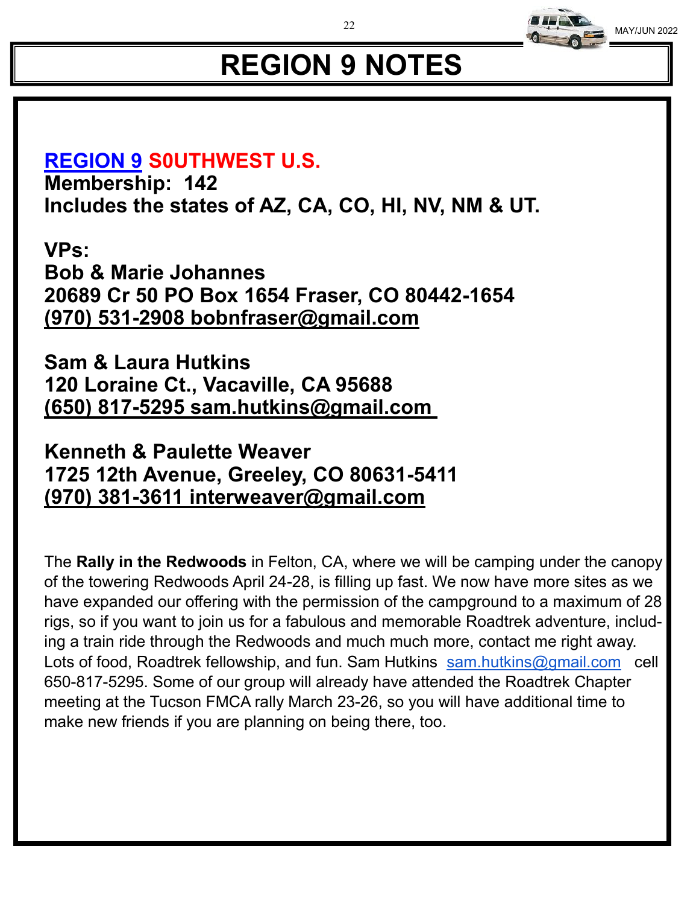# REGION 9 NOTES

**REGION 9 S0UTHWEST U.S.**
**Membership: 142**
**Includes the states of AZ, CA, CO, HI, NV, NM & UT.**

**VPs:**
**Bob & Marie Johannes**
**20689 Cr 50 PO Box 1654 Fraser, CO 80442-1654**
**(970) 531-2908 bobnfraser@gmail.com**

**Sam & Laura Hutkins**
**120 Loraine Ct., Vacaville, CA 95688**
**(650) 817-5295 sam.hutkins@gmail.com**

**Kenneth & Paulette Weaver**
**1725 12th Avenue, Greeley, CO 80631-5411**
**(970) 381-3611 interweaver@gmail.com**

The **Rally in the Redwoods** in Felton, CA, where we will be camping under the canopy of the towering Redwoods April 24-28, is filling up fast. We now have more sites as we have expanded our offering with the permission of the campground to a maximum of 28 rigs, so if you want to join us for a fabulous and memorable Roadtrek adventure, including a train ride through the Redwoods and much much more, contact me right away. Lots of food, Roadtrek fellowship, and fun. Sam Hutkins sam.hutkins@gmail.com cell 650-817-5295. Some of our group will already have attended the Roadtrek Chapter meeting at the Tucson FMCA rally March 23-26, so you will have additional time to make new friends if you are planning on being there, too.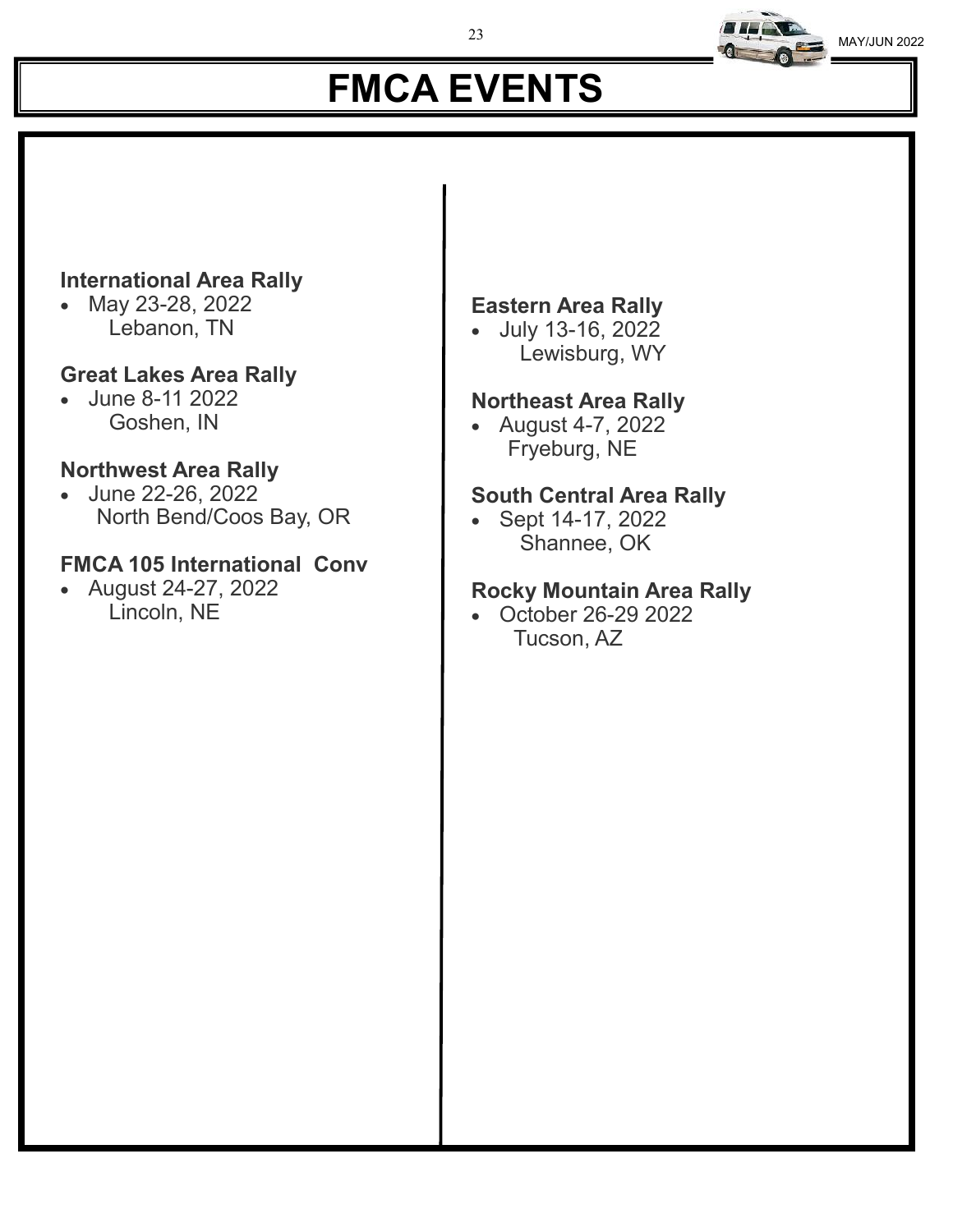# FMCA EVENTS

**International Area Rally**

- May 23-28, 2022
  Lebanon, TN

**Great Lakes Area Rally**

- June 8-11 2022
  Goshen, IN

**Northwest Area Rally**

- June 22-26, 2022
  North Bend/Coos Bay, OR

**FMCA 105 International Conv**

- August 24-27, 2022
  Lincoln, NE

**Eastern Area Rally**

- July 13-16, 2022
  Lewisburg, WY

**Northeast Area Rally**

- August 4-7, 2022
  Fryeburg, NE

**South Central Area Rally**

- Sept 14-17, 2022
  Shannee, OK

**Rocky Mountain Area Rally**

- October 26-29 2022
  Tucson, AZ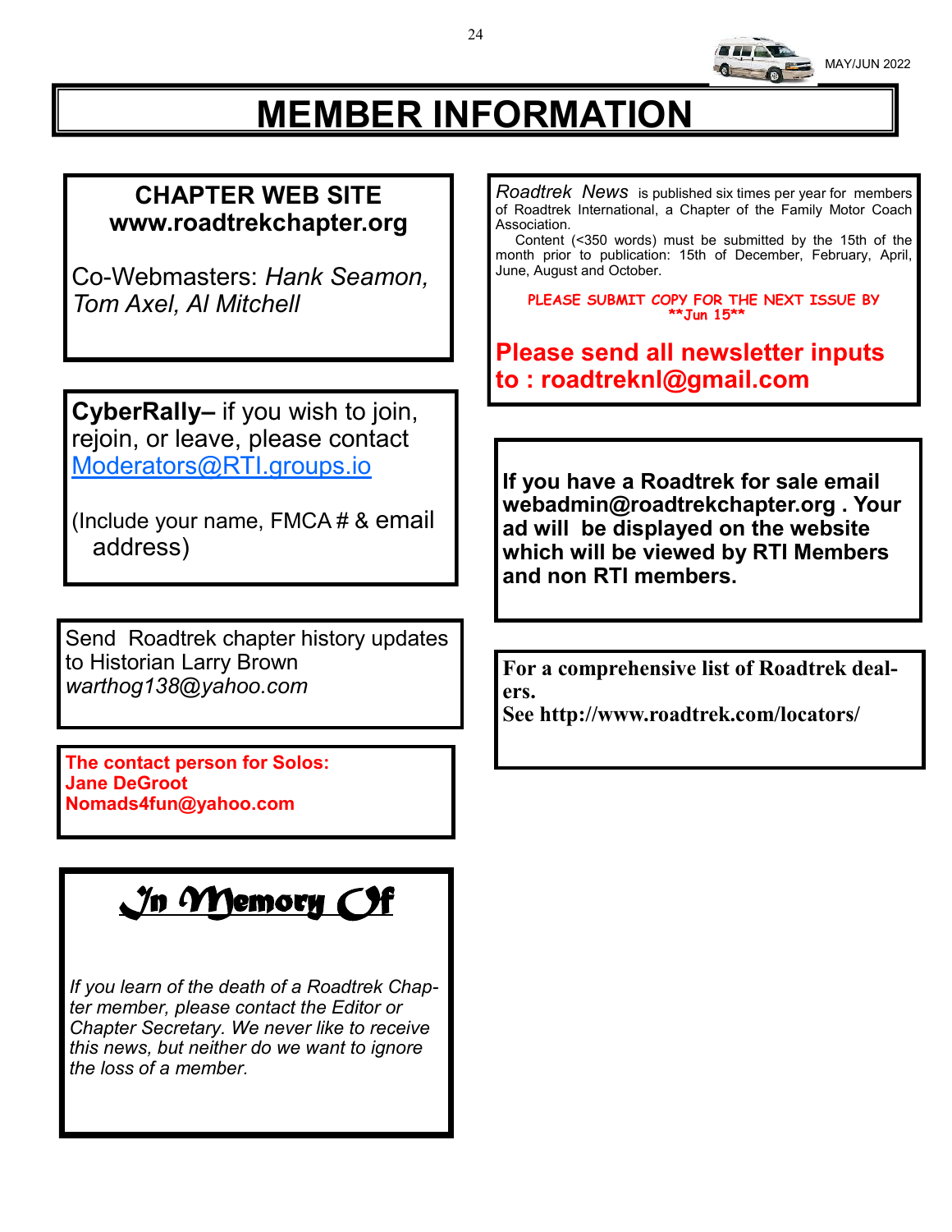# MEMBER INFORMATION

**CHAPTER WEB SITE**
**www.roadtrekchapter.org**

Co-Webmasters: *Hank Seamon, Tom Axel, Al Mitchell*

**CyberRally–** if you wish to join, rejoin, or leave, please contact Moderators@RTI.groups.io

(Include your name, FMCA # & email address)

Send Roadtrek chapter history updates to Historian Larry Brown *warthog138@yahoo.com*

**The contact person for Solos:**
**Jane DeGroot**
**Nomads4fun@yahoo.com**

## *In Memory Of*

*If you learn of the death of a Roadtrek Chapter member, please contact the Editor or Chapter Secretary. We never like to receive this news, but neither do we want to ignore the loss of a member.*

*Roadtrek News* is published six times per year for members of Roadtrek International, a Chapter of the Family Motor Coach Association.

Content (<350 words) must be submitted by the 15th of the month prior to publication: 15th of December, February, April, June, August and October.

**PLEASE SUBMIT COPY FOR THE NEXT ISSUE BY \*\*Jun 15\*\***

**Please send all newsletter inputs to : roadtreknl@gmail.com**

**If you have a Roadtrek for sale email webadmin@roadtrekchapter.org . Your ad will be displayed on the website which will be viewed by RTI Members and non RTI members.**

**For a comprehensive list of Roadtrek dealers.**
**See http://www.roadtrek.com/locators/**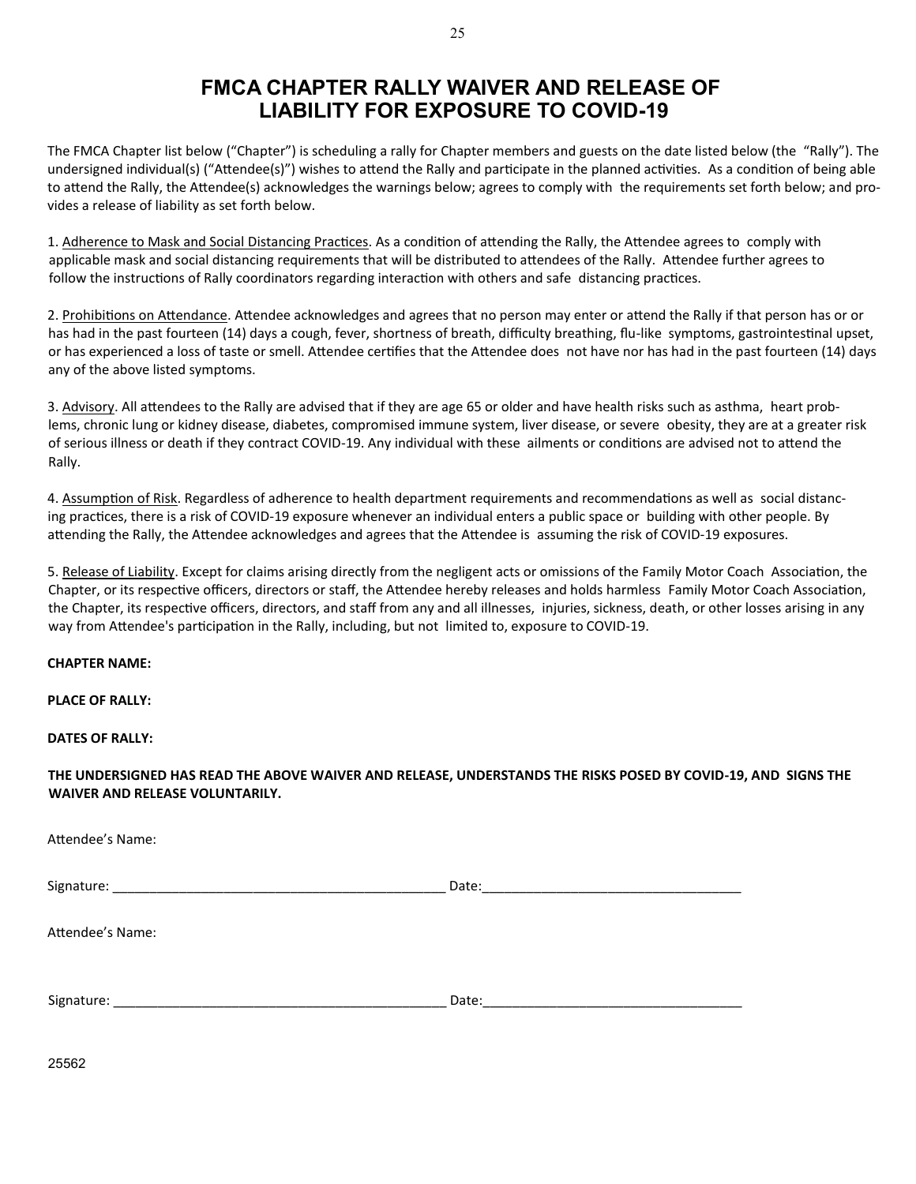# FMCA CHAPTER RALLY WAIVER AND RELEASE OF LIABILITY FOR EXPOSURE TO COVID-19

The FMCA Chapter list below ("Chapter") is scheduling a rally for Chapter members and guests on the date listed below (the "Rally"). The undersigned individual(s) ("Attendee(s)") wishes to attend the Rally and participate in the planned activities. As a condition of being able to attend the Rally, the Attendee(s) acknowledges the warnings below; agrees to comply with the requirements set forth below; and provides a release of liability as set forth below.

1. Adherence to Mask and Social Distancing Practices. As a condition of attending the Rally, the Attendee agrees to comply with applicable mask and social distancing requirements that will be distributed to attendees of the Rally. Attendee further agrees to follow the instructions of Rally coordinators regarding interaction with others and safe distancing practices.

2. Prohibitions on Attendance. Attendee acknowledges and agrees that no person may enter or attend the Rally if that person has or or has had in the past fourteen (14) days a cough, fever, shortness of breath, difficulty breathing, flu-like symptoms, gastrointestinal upset, or has experienced a loss of taste or smell. Attendee certifies that the Attendee does not have nor has had in the past fourteen (14) days any of the above listed symptoms.

3. Advisory. All attendees to the Rally are advised that if they are age 65 or older and have health risks such as asthma, heart problems, chronic lung or kidney disease, diabetes, compromised immune system, liver disease, or severe obesity, they are at a greater risk of serious illness or death if they contract COVID-19. Any individual with these ailments or conditions are advised not to attend the Rally.

4. Assumption of Risk. Regardless of adherence to health department requirements and recommendations as well as social distancing practices, there is a risk of COVID-19 exposure whenever an individual enters a public space or building with other people. By attending the Rally, the Attendee acknowledges and agrees that the Attendee is assuming the risk of COVID-19 exposures.

5. Release of Liability. Except for claims arising directly from the negligent acts or omissions of the Family Motor Coach Association, the Chapter, or its respective officers, directors or staff, the Attendee hereby releases and holds harmless Family Motor Coach Association, the Chapter, its respective officers, directors, and staff from any and all illnesses, injuries, sickness, death, or other losses arising in any way from Attendee's participation in the Rally, including, but not limited to, exposure to COVID-19.

**CHAPTER NAME:**

**PLACE OF RALLY:**

**DATES OF RALLY:**

**THE UNDERSIGNED HAS READ THE ABOVE WAIVER AND RELEASE, UNDERSTANDS THE RISKS POSED BY COVID-19, AND SIGNS THE WAIVER AND RELEASE VOLUNTARILY.**

Attendee's Name:

Signature: _____________________________________________ Date:___________________________________

Attendee's Name:

Signature: _____________________________________________ Date:___________________________________

25562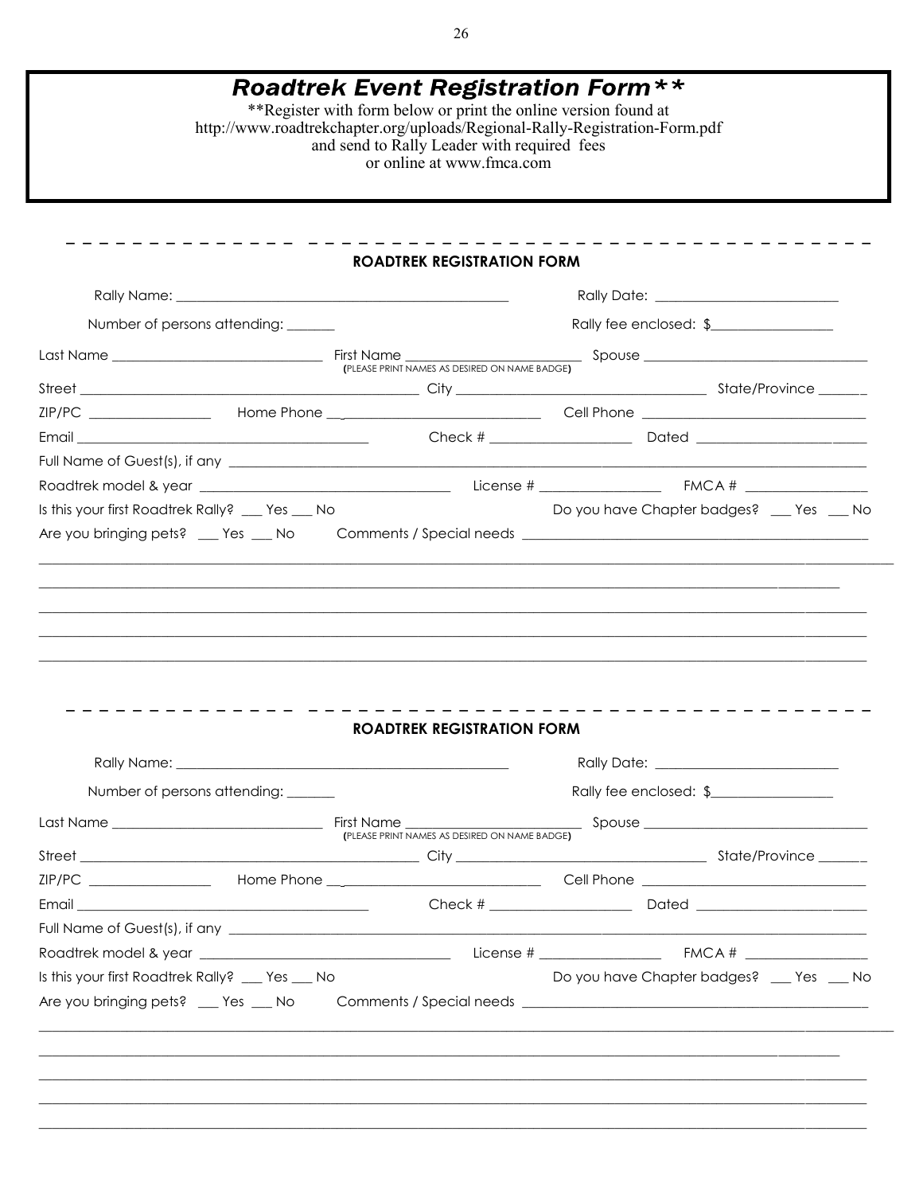# *Roadtrek Event Registration Form***

**Register with form below or print the online version found at http://www.roadtrekchapter.org/uploads/Regional-Rally-Registration-Form.pdf and send to Rally Leader with required fees or online at www.fmca.com

- - - - - - - - - - - - - - - - - - - - - - - - - - - - - - - - - - - - - - - - - - - - -

## ROADTREK REGISTRATION FORM

Rally Name: ______________________________________________ Rally Date: _________________________

Number of persons attending: ______ Rally fee enclosed: $_________________

Last Name _____________________________ First Name _______________________ Spouse _______________________________
(PLEASE PRINT NAMES AS DESIRED ON NAME BADGE)

Street _______________________________________________ City ________________________________ State/Province ______

ZIP/PC ________________ Home Phone ___________________________ Cell Phone ______________________________

Email _________________________________________ Check # ___________________ Dated ______________________

Full Name of Guest(s), if any ________________________________________________________________________________

Roadtrek model & year ___________________________________ License # ________________ FMCA # ________________

Is this your first Roadtrek Rally? ___ Yes ___ No Do you have Chapter badges? ___ Yes ___ No

Are you bringing pets? ___ Yes ___ No Comments / Special needs _____________________________________________

_____________________________________________________________________________________________________________

_____________________________________________________________________________________________________________

_____________________________________________________________________________________________________________

_____________________________________________________________________________________________________________

_____________________________________________________________________________________________________________

- - - - - - - - - - - - - - - - - - - - - - - - - - - - - - - - - - - - - - - - - - - - -

## ROADTREK REGISTRATION FORM

Rally Name: ______________________________________________ Rally Date: _________________________

Number of persons attending: ______ Rally fee enclosed: $_________________

Last Name _____________________________ First Name _______________________ Spouse _______________________________
(PLEASE PRINT NAMES AS DESIRED ON NAME BADGE)

Street _______________________________________________ City ________________________________ State/Province ______

ZIP/PC ________________ Home Phone ___________________________ Cell Phone ______________________________

Email _________________________________________ Check # ___________________ Dated ______________________

Full Name of Guest(s), if any ________________________________________________________________________________

Roadtrek model & year ___________________________________ License # ________________ FMCA # ________________

Is this your first Roadtrek Rally? ___ Yes ___ No Do you have Chapter badges? ___ Yes ___ No

Are you bringing pets? ___ Yes ___ No Comments / Special needs _____________________________________________

_____________________________________________________________________________________________________________

_____________________________________________________________________________________________________________

_____________________________________________________________________________________________________________

_____________________________________________________________________________________________________________

_____________________________________________________________________________________________________________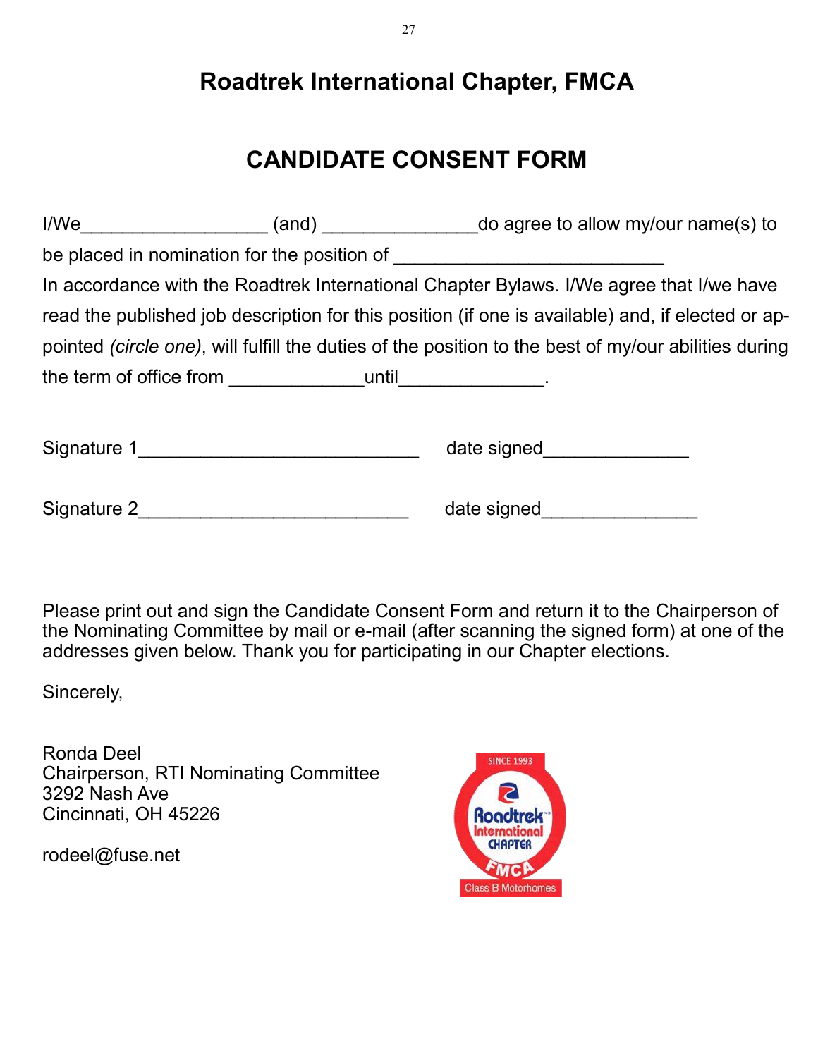# Roadtrek International Chapter, FMCA

## CANDIDATE CONSENT FORM

I/We__________________ (and) _______________do agree to allow my/our name(s) to be placed in nomination for the position of ___________________________
In accordance with the Roadtrek International Chapter Bylaws. I/We agree that I/we have read the published job description for this position (if one is available) and, if elected or appointed *(circle one)*, will fulfill the duties of the position to the best of my/our abilities during the term of office from _____________until______________.

Signature 1___________________________ date signed______________

Signature 2__________________________ date signed_______________

Please print out and sign the Candidate Consent Form and return it to the Chairperson of the Nominating Committee by mail or e-mail (after scanning the signed form) at one of the addresses given below. Thank you for participating in our Chapter elections.

Sincerely,

Ronda Deel
Chairperson, RTI Nominating Committee
3292 Nash Ave
Cincinnati, OH 45226

rodeel@fuse.net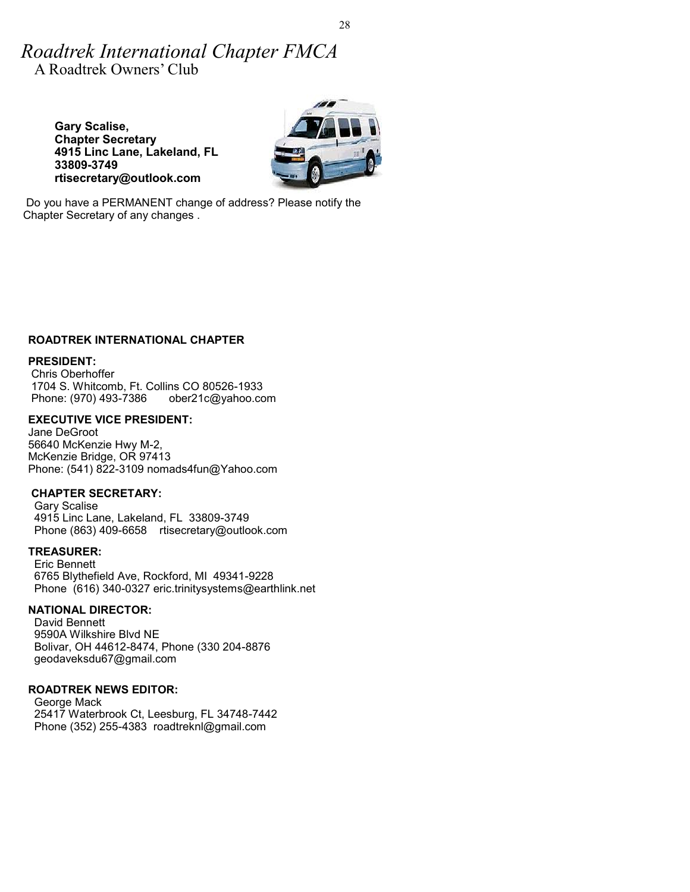# *Roadtrek International Chapter FMCA*

A Roadtrek Owners' Club

**Gary Scalise,**
**Chapter Secretary**
**4915 Linc Lane, Lakeland, FL**
**33809-3749**
**rtisecretary@outlook.com**

Do you have a PERMANENT change of address? Please notify the Chapter Secretary of any changes .

**ROADTREK INTERNATIONAL CHAPTER**

**PRESIDENT:**
Chris Oberhoffer
1704 S. Whitcomb, Ft. Collins CO 80526-1933
Phone: (970) 493-7386 ober21c@yahoo.com

**EXECUTIVE VICE PRESIDENT:**
Jane DeGroot
56640 McKenzie Hwy M-2,
McKenzie Bridge, OR 97413
Phone: (541) 822-3109 nomads4fun@Yahoo.com

**CHAPTER SECRETARY:**
Gary Scalise
4915 Linc Lane, Lakeland, FL 33809-3749
Phone (863) 409-6658 rtisecretary@outlook.com

**TREASURER:**
Eric Bennett
6765 Blythefield Ave, Rockford, MI 49341-9228
Phone (616) 340-0327 eric.trinitysystems@earthlink.net

**NATIONAL DIRECTOR:**
David Bennett
9590A Wilkshire Blvd NE
Bolivar, OH 44612-8474, Phone (330 204-8876
geodaveksdu67@gmail.com

**ROADTREK NEWS EDITOR:**
George Mack
25417 Waterbrook Ct, Leesburg, FL 34748-7442
Phone (352) 255-4383 roadtreknl@gmail.com